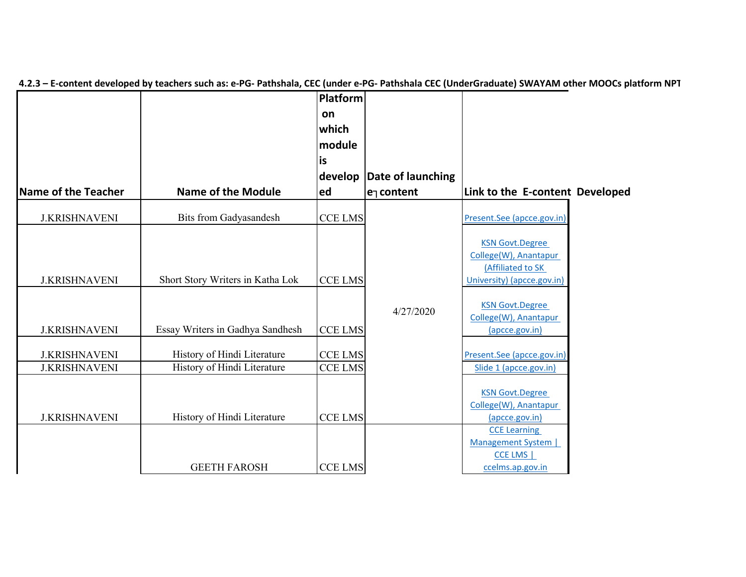**4.2.3 – E-content developed by teachers such as: e-PG- Pathshala, CEC (under e-PG- Pathshala CEC (UnderGraduate) SWAYAM other MOOCs platform NPT**

| Name of the Teacher | Name of the Module | Platform on which module is developed | Date of launching e┐content | Link to the E-content Developed |
|---|---|---|---|---|
| J.KRISHNAVENI | Bits from Gadyasandesh | CCE LMS | 4/27/2020 | Present.See (apcce.gov.in) |
| J.KRISHNAVENI | Short Story Writers in Katha Lok | CCE LMS | | KSN Govt.Degree College(W), Anantapur (Affiliated to SK University) (apcce.gov.in) |
| J.KRISHNAVENI | Essay Writers in Gadhya Sandhesh | CCE LMS | | KSN Govt.Degree College(W), Anantapur (apcce.gov.in) |
| J.KRISHNAVENI | History of Hindi Literature | CCE LMS | | Present.See (apcce.gov.in) |
| J.KRISHNAVENI | History of Hindi Literature | CCE LMS | | Slide 1 (apcce.gov.in) |
| J.KRISHNAVENI | History of Hindi Literature | CCE LMS | | KSN Govt.Degree College(W), Anantapur (apcce.gov.in) |
| | GEETH FAROSH | CCE LMS | | CCE Learning Management System \| CCE LMS \| ccelms.ap.gov.in |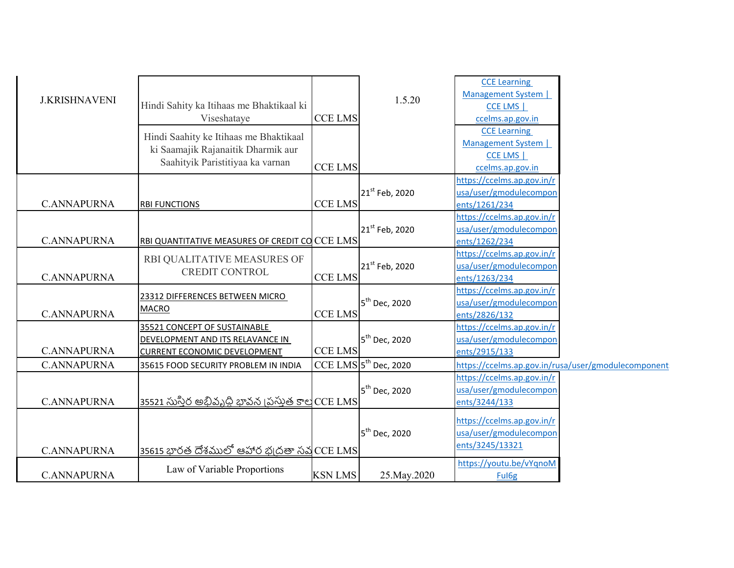| | | | | |
|---|---|---|---|---|
| J.KRISHNAVENI | Hindi Sahity ka Itihaas me Bhaktikaal ki Viseshataye | CCE LMS | 1.5.20 | CCE Learning Management System \| CCE LMS \| ccelms.ap.gov.in |
| | Hindi Saahity ke Itihaas me Bhaktikaal ki Saamajik Rajanaitik Dharmik aur Saahityik Paristitiyaa ka varnan | CCE LMS | | CCE Learning Management System \| CCE LMS \| ccelms.ap.gov.in |
| C.ANNAPURNA | RBI FUNCTIONS | CCE LMS | 21st Feb, 2020 | https://ccelms.ap.gov.in/rusa/user/gmodulecomponents/1261/234 |
| C.ANNAPURNA | RBI QUANTITATIVE MEASURES OF CREDIT CO | CCE LMS | 21st Feb, 2020 | https://ccelms.ap.gov.in/rusa/user/gmodulecomponents/1262/234 |
| C.ANNAPURNA | RBI QUALITATIVE MEASURES OF CREDIT CONTROL | CCE LMS | 21st Feb, 2020 | https://ccelms.ap.gov.in/rusa/user/gmodulecomponents/1263/234 |
| C.ANNAPURNA | 23312 DIFFERENCES BETWEEN MICRO MACRO | CCE LMS | 5th Dec, 2020 | https://ccelms.ap.gov.in/rusa/user/gmodulecomponents/2826/132 |
| C.ANNAPURNA | 35521 CONCEPT OF SUSTAINABLE DEVELOPMENT AND ITS RELAVANCE IN CURRENT ECONOMIC DEVELOPMENT | CCE LMS | 5th Dec, 2020 | https://ccelms.ap.gov.in/rusa/user/gmodulecomponents/2915/133 |
| C.ANNAPURNA | 35615 FOOD SECURITY PROBLEM IN INDIA | CCE LMS | 5th Dec, 2020 | https://ccelms.ap.gov.in/rusa/user/gmodulecomponent |
| C.ANNAPURNA | 35521 సుస్థిర అభివృద్ధి భావన ప్రస్తుత కాల | CCE LMS | 5th Dec, 2020 | https://ccelms.ap.gov.in/rusa/user/gmodulecomponents/3244/133 |
| C.ANNAPURNA | 35615 భారత దేశములో ఆహార భద్రతా సమ | CCE LMS | 5th Dec, 2020 | https://ccelms.ap.gov.in/rusa/user/gmodulecomponents/3245/13321 |
| C.ANNAPURNA | Law of Variable Proportions | KSN LMS | 25.May.2020 | https://youtu.be/vYqnoMFul6g |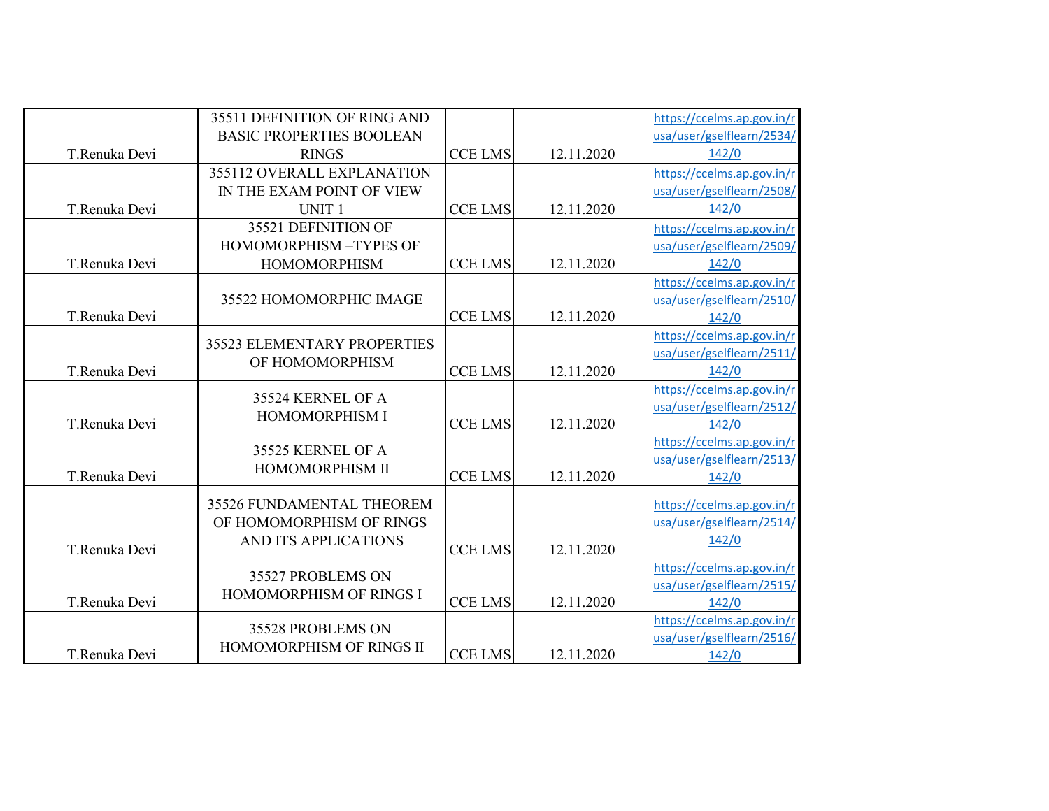| | | | | |
|---|---|---|---|---|
| T.Renuka Devi | 35511 DEFINITION OF RING AND BASIC PROPERTIES BOOLEAN RINGS | CCE LMS | 12.11.2020 | https://ccelms.ap.gov.in/rusa/user/gselflearn/2534/142/0 |
| T.Renuka Devi | 355112 OVERALL EXPLANATION IN THE EXAM POINT OF VIEW UNIT 1 | CCE LMS | 12.11.2020 | https://ccelms.ap.gov.in/rusa/user/gselflearn/2508/142/0 |
| T.Renuka Devi | 35521 DEFINITION OF HOMOMORPHISM –TYPES OF HOMOMORPHISM | CCE LMS | 12.11.2020 | https://ccelms.ap.gov.in/rusa/user/gselflearn/2509/142/0 |
| T.Renuka Devi | 35522 HOMOMORPHIC IMAGE | CCE LMS | 12.11.2020 | https://ccelms.ap.gov.in/rusa/user/gselflearn/2510/142/0 |
| T.Renuka Devi | 35523 ELEMENTARY PROPERTIES OF HOMOMORPHISM | CCE LMS | 12.11.2020 | https://ccelms.ap.gov.in/rusa/user/gselflearn/2511/142/0 |
| T.Renuka Devi | 35524 KERNEL OF A HOMOMORPHISM I | CCE LMS | 12.11.2020 | https://ccelms.ap.gov.in/rusa/user/gselflearn/2512/142/0 |
| T.Renuka Devi | 35525 KERNEL OF A HOMOMORPHISM II | CCE LMS | 12.11.2020 | https://ccelms.ap.gov.in/rusa/user/gselflearn/2513/142/0 |
| T.Renuka Devi | 35526 FUNDAMENTAL THEOREM OF HOMOMORPHISM OF RINGS AND ITS APPLICATIONS | CCE LMS | 12.11.2020 | https://ccelms.ap.gov.in/rusa/user/gselflearn/2514/142/0 |
| T.Renuka Devi | 35527 PROBLEMS ON HOMOMORPHISM OF RINGS I | CCE LMS | 12.11.2020 | https://ccelms.ap.gov.in/rusa/user/gselflearn/2515/142/0 |
| T.Renuka Devi | 35528 PROBLEMS ON HOMOMORPHISM OF RINGS II | CCE LMS | 12.11.2020 | https://ccelms.ap.gov.in/rusa/user/gselflearn/2516/142/0 |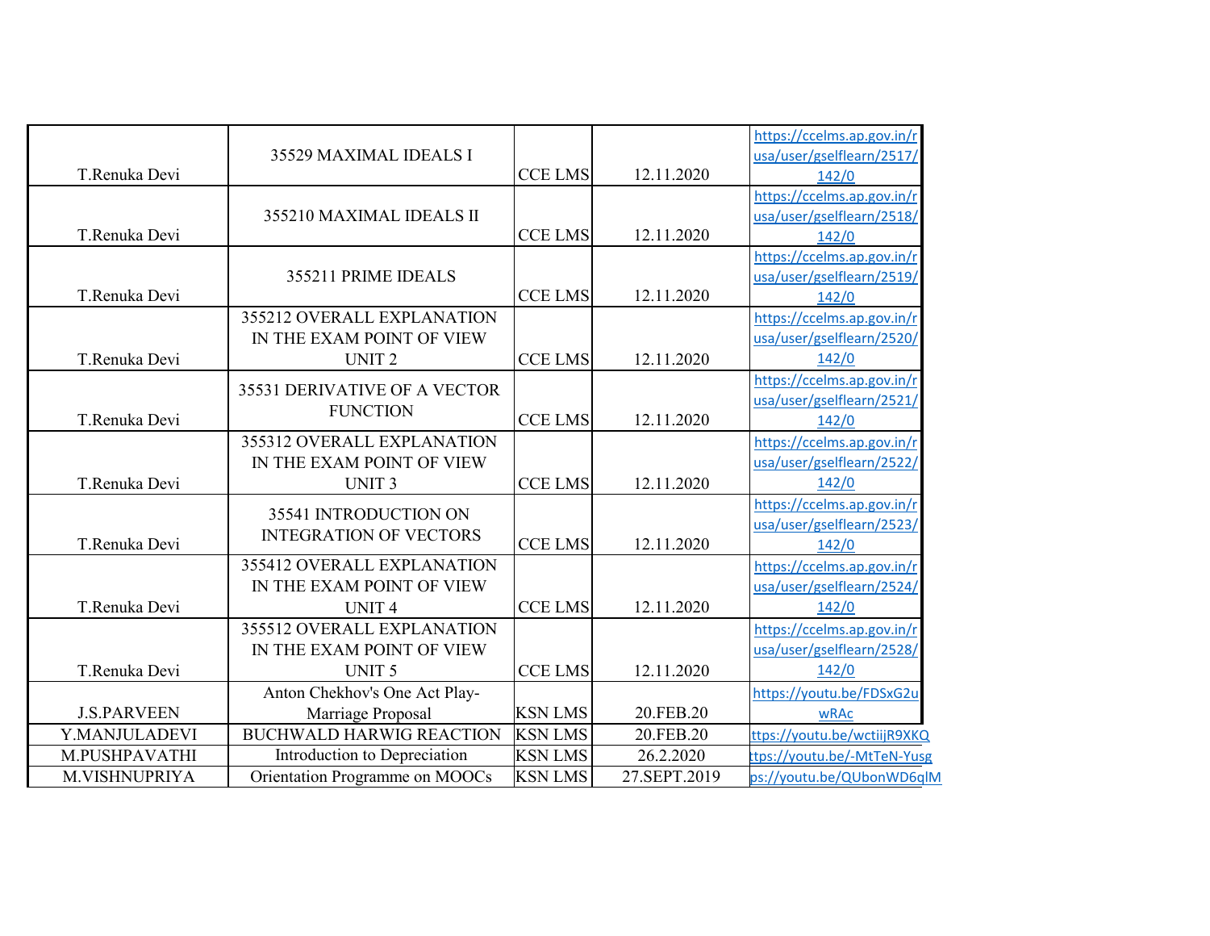| | | | | |
|---|---|---|---|---|
| T.Renuka Devi | 35529 MAXIMAL IDEALS I | CCE LMS | 12.11.2020 | https://ccelms.ap.gov.in/rusa/user/gselflearn/2517/142/0 |
| T.Renuka Devi | 355210 MAXIMAL IDEALS II | CCE LMS | 12.11.2020 | https://ccelms.ap.gov.in/rusa/user/gselflearn/2518/142/0 |
| T.Renuka Devi | 355211 PRIME IDEALS | CCE LMS | 12.11.2020 | https://ccelms.ap.gov.in/rusa/user/gselflearn/2519/142/0 |
| T.Renuka Devi | 355212 OVERALL EXPLANATION IN THE EXAM POINT OF VIEW UNIT 2 | CCE LMS | 12.11.2020 | https://ccelms.ap.gov.in/rusa/user/gselflearn/2520/142/0 |
| T.Renuka Devi | 35531 DERIVATIVE OF A VECTOR FUNCTION | CCE LMS | 12.11.2020 | https://ccelms.ap.gov.in/rusa/user/gselflearn/2521/142/0 |
| T.Renuka Devi | 355312 OVERALL EXPLANATION IN THE EXAM POINT OF VIEW UNIT 3 | CCE LMS | 12.11.2020 | https://ccelms.ap.gov.in/rusa/user/gselflearn/2522/142/0 |
| T.Renuka Devi | 35541 INTRODUCTION ON INTEGRATION OF VECTORS | CCE LMS | 12.11.2020 | https://ccelms.ap.gov.in/rusa/user/gselflearn/2523/142/0 |
| T.Renuka Devi | 355412 OVERALL EXPLANATION IN THE EXAM POINT OF VIEW UNIT 4 | CCE LMS | 12.11.2020 | https://ccelms.ap.gov.in/rusa/user/gselflearn/2524/142/0 |
| T.Renuka Devi | 355512 OVERALL EXPLANATION IN THE EXAM POINT OF VIEW UNIT 5 | CCE LMS | 12.11.2020 | https://ccelms.ap.gov.in/rusa/user/gselflearn/2528/142/0 |
| J.S.PARVEEN | Anton Chekhov's One Act Play-Marriage Proposal | KSN LMS | 20.FEB.20 | https://youtu.be/FDSxG2uwRAc |
| Y.MANJULADEVI | BUCHWALD HARWIG REACTION | KSN LMS | 20.FEB.20 | ttps://youtu.be/wctiijR9XKQ |
| M.PUSHPAVATHI | Introduction to Depreciation | KSN LMS | 26.2.2020 | ttps://youtu.be/-MtTeN-Yusg |
| M.VISHNUPRIYA | Orientation Programme on MOOCs | KSN LMS | 27.SEPT.2019 | ps://youtu.be/QUbonWD6qlM |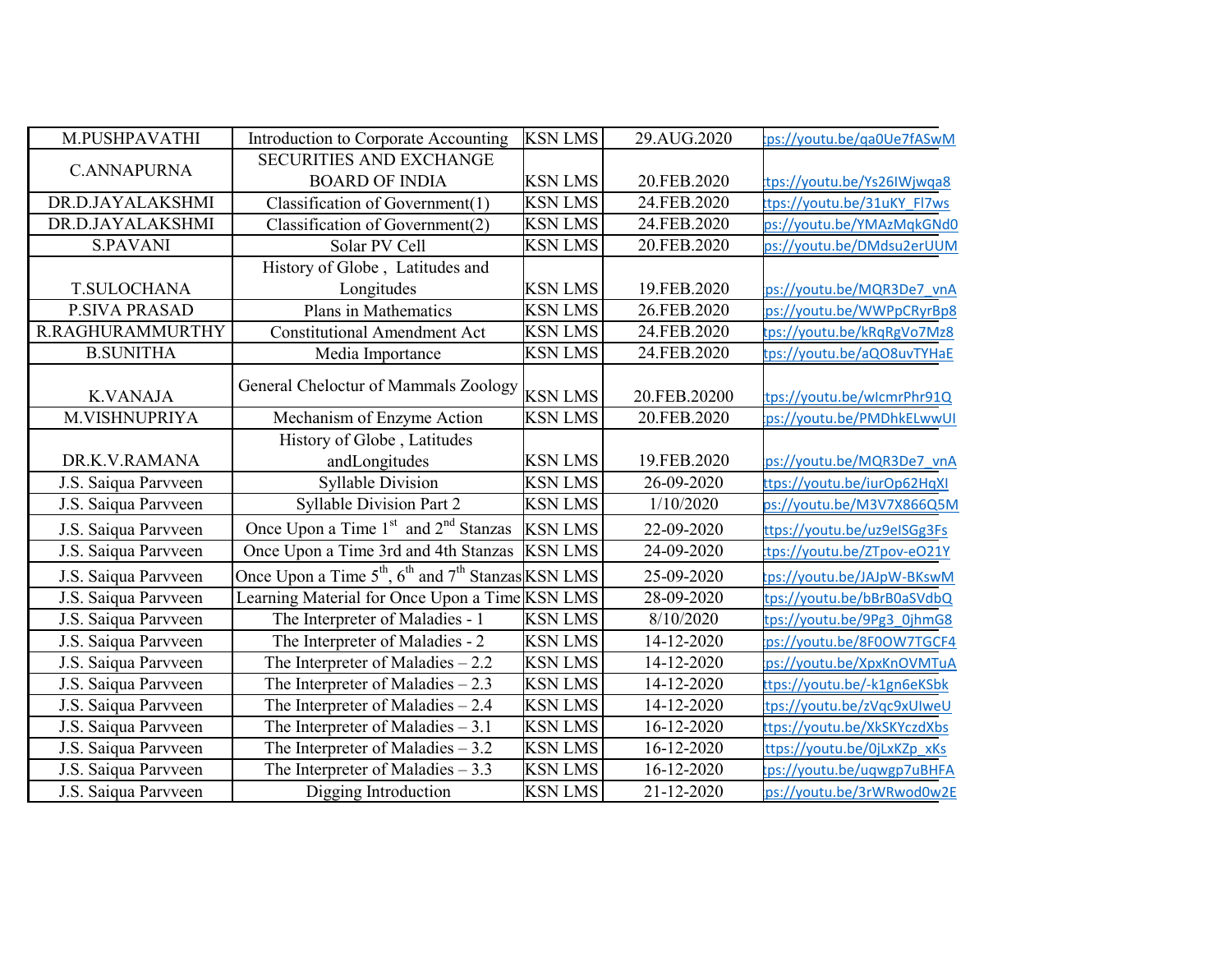| M.PUSHPAVATHI | Introduction to Corporate Accounting | KSN LMS | 29.AUG.2020 | tps://youtu.be/qa0Ue7fASwM |
|---|---|---|---|---|
| C.ANNAPURNA | SECURITIES AND EXCHANGE BOARD OF INDIA | KSN LMS | 20.FEB.2020 | ttps://youtu.be/Ys26IWjwqa8 |
| DR.D.JAYALAKSHMI | Classification of Government(1) | KSN LMS | 24.FEB.2020 | ttps://youtu.be/31uKY_Fl7ws |
| DR.D.JAYALAKSHMI | Classification of Government(2) | KSN LMS | 24.FEB.2020 | ps://youtu.be/YMAzMqkGNd0 |
| S.PAVANI | Solar PV Cell | KSN LMS | 20.FEB.2020 | ps://youtu.be/DMdsu2erUUM |
| T.SULOCHANA | History of Globe , Latitudes and Longitudes | KSN LMS | 19.FEB.2020 | ps://youtu.be/MQR3De7_vnA |
| P.SIVA PRASAD | Plans in Mathematics | KSN LMS | 26.FEB.2020 | ps://youtu.be/WWPpCRyrBp8 |
| R.RAGHURAMMURTHY | Constitutional Amendment Act | KSN LMS | 24.FEB.2020 | tps://youtu.be/kRqRgVo7Mz8 |
| B.SUNITHA | Media Importance | KSN LMS | 24.FEB.2020 | tps://youtu.be/aQO8uvTYHaE |
| K.VANAJA | General Cheloctur of Mammals Zoology | KSN LMS | 20.FEB.20200 | ttps://youtu.be/wIcmrPhr91Q |
| M.VISHNUPRIYA | Mechanism of Enzyme Action | KSN LMS | 20.FEB.2020 | ps://youtu.be/PMDhkELwwUI |
| DR.K.V.RAMANA | History of Globe , Latitudes andLongitudes | KSN LMS | 19.FEB.2020 | ps://youtu.be/MQR3De7_vnA |
| J.S. Saiqua Parvveen | Syllable Division | KSN LMS | 26-09-2020 | ttps://youtu.be/iurOp62HqXI |
| J.S. Saiqua Parvveen | Syllable Division Part 2 | KSN LMS | 1/10/2020 | ps://youtu.be/M3V7X866Q5M |
| J.S. Saiqua Parvveen | Once Upon a Time 1st and 2nd Stanzas | KSN LMS | 22-09-2020 | ttps://youtu.be/uz9eISGg3Fs |
| J.S. Saiqua Parvveen | Once Upon a Time 3rd and 4th Stanzas | KSN LMS | 24-09-2020 | tps://youtu.be/ZTpov-eO21Y |
| J.S. Saiqua Parvveen | Once Upon a Time 5th, 6th and 7th Stanzas | KSN LMS | 25-09-2020 | tps://youtu.be/JAJpW-BKswM |
| J.S. Saiqua Parvveen | Learning Material for Once Upon a Time | KSN LMS | 28-09-2020 | ttps://youtu.be/bBrB0aSVdbQ |
| J.S. Saiqua Parvveen | The Interpreter of Maladies - 1 | KSN LMS | 8/10/2020 | tps://youtu.be/9Pg3_0jhmG8 |
| J.S. Saiqua Parvveen | The Interpreter of Maladies - 2 | KSN LMS | 14-12-2020 | ps://youtu.be/8F0OW7TGCF4 |
| J.S. Saiqua Parvveen | The Interpreter of Maladies – 2.2 | KSN LMS | 14-12-2020 | ps://youtu.be/XpxKnOVMTuA |
| J.S. Saiqua Parvveen | The Interpreter of Maladies – 2.3 | KSN LMS | 14-12-2020 | ttps://youtu.be/-k1gn6eKSbk |
| J.S. Saiqua Parvveen | The Interpreter of Maladies – 2.4 | KSN LMS | 14-12-2020 | ttps://youtu.be/zVqc9xUIweU |
| J.S. Saiqua Parvveen | The Interpreter of Maladies – 3.1 | KSN LMS | 16-12-2020 | ttps://youtu.be/XkSKYczdXbs |
| J.S. Saiqua Parvveen | The Interpreter of Maladies – 3.2 | KSN LMS | 16-12-2020 | ttps://youtu.be/0jLxKZp_xKs |
| J.S. Saiqua Parvveen | The Interpreter of Maladies – 3.3 | KSN LMS | 16-12-2020 | tps://youtu.be/uqwgp7uBHFA |
| J.S. Saiqua Parvveen | Digging Introduction | KSN LMS | 21-12-2020 | ps://youtu.be/3rWRwod0w2E |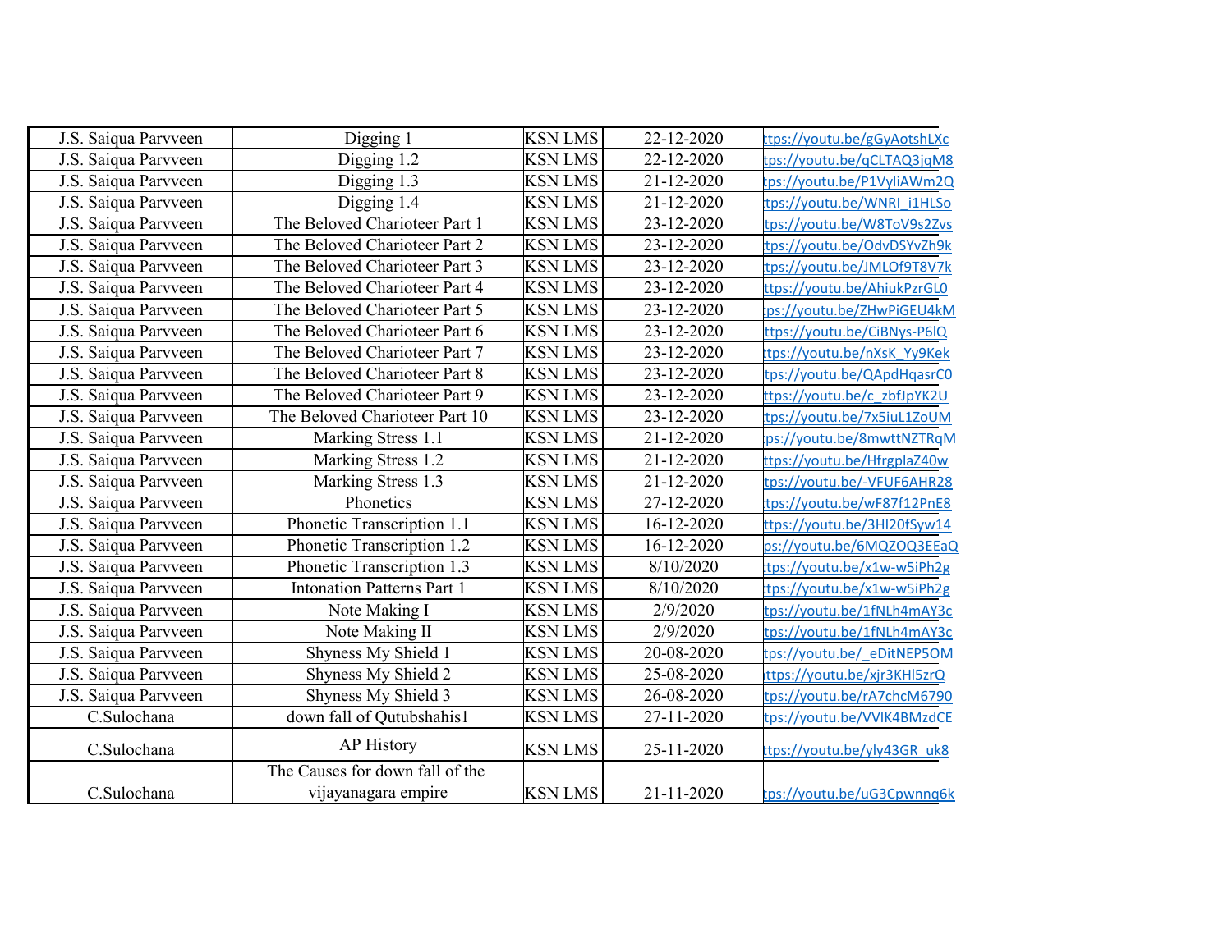| | | | | |
|---|---|---|---|---|
| J.S. Saiqua Parvveen | Digging 1 | KSN LMS | 22-12-2020 | ttps://youtu.be/gGyAotshLXc |
| J.S. Saiqua Parvveen | Digging 1.2 | KSN LMS | 22-12-2020 | tps://youtu.be/qCLTAQ3jqM8 |
| J.S. Saiqua Parvveen | Digging 1.3 | KSN LMS | 21-12-2020 | tps://youtu.be/P1VyliAWm2Q |
| J.S. Saiqua Parvveen | Digging 1.4 | KSN LMS | 21-12-2020 | tps://youtu.be/WNRI_i1HLSo |
| J.S. Saiqua Parvveen | The Beloved Charioteer Part 1 | KSN LMS | 23-12-2020 | tps://youtu.be/W8ToV9s2Zvs |
| J.S. Saiqua Parvveen | The Beloved Charioteer Part 2 | KSN LMS | 23-12-2020 | tps://youtu.be/OdvDSYvZh9k |
| J.S. Saiqua Parvveen | The Beloved Charioteer Part 3 | KSN LMS | 23-12-2020 | tps://youtu.be/JMLOf9T8V7k |
| J.S. Saiqua Parvveen | The Beloved Charioteer Part 4 | KSN LMS | 23-12-2020 | ttps://youtu.be/AhiukPzrGL0 |
| J.S. Saiqua Parvveen | The Beloved Charioteer Part 5 | KSN LMS | 23-12-2020 | ps://youtu.be/ZHwPiGEU4kM |
| J.S. Saiqua Parvveen | The Beloved Charioteer Part 6 | KSN LMS | 23-12-2020 | ttps://youtu.be/CiBNys-P6lQ |
| J.S. Saiqua Parvveen | The Beloved Charioteer Part 7 | KSN LMS | 23-12-2020 | ttps://youtu.be/nXsK_Yy9Kek |
| J.S. Saiqua Parvveen | The Beloved Charioteer Part 8 | KSN LMS | 23-12-2020 | tps://youtu.be/QApdHqasrC0 |
| J.S. Saiqua Parvveen | The Beloved Charioteer Part 9 | KSN LMS | 23-12-2020 | ttps://youtu.be/c_zbfJpYK2U |
| J.S. Saiqua Parvveen | The Beloved Charioteer Part 10 | KSN LMS | 23-12-2020 | tps://youtu.be/7x5iuL1ZoUM |
| J.S. Saiqua Parvveen | Marking Stress 1.1 | KSN LMS | 21-12-2020 | ps://youtu.be/8mwttNZTRqM |
| J.S. Saiqua Parvveen | Marking Stress 1.2 | KSN LMS | 21-12-2020 | ttps://youtu.be/HfrgplaZ40w |
| J.S. Saiqua Parvveen | Marking Stress 1.3 | KSN LMS | 21-12-2020 | tps://youtu.be/-VFUF6AHR28 |
| J.S. Saiqua Parvveen | Phonetics | KSN LMS | 27-12-2020 | tps://youtu.be/wF87f12PnE8 |
| J.S. Saiqua Parvveen | Phonetic Transcription 1.1 | KSN LMS | 16-12-2020 | ttps://youtu.be/3HI20fSyw14 |
| J.S. Saiqua Parvveen | Phonetic Transcription 1.2 | KSN LMS | 16-12-2020 | ps://youtu.be/6MQZOQ3EEaQ |
| J.S. Saiqua Parvveen | Phonetic Transcription 1.3 | KSN LMS | 8/10/2020 | tps://youtu.be/x1w-w5iPh2g |
| J.S. Saiqua Parvveen | Intonation Patterns Part 1 | KSN LMS | 8/10/2020 | tps://youtu.be/x1w-w5iPh2g |
| J.S. Saiqua Parvveen | Note Making I | KSN LMS | 2/9/2020 | tps://youtu.be/1fNLh4mAY3c |
| J.S. Saiqua Parvveen | Note Making II | KSN LMS | 2/9/2020 | tps://youtu.be/1fNLh4mAY3c |
| J.S. Saiqua Parvveen | Shyness My Shield 1 | KSN LMS | 20-08-2020 | tps://youtu.be/_eDitNEP5OM |
| J.S. Saiqua Parvveen | Shyness My Shield 2 | KSN LMS | 25-08-2020 | ttps://youtu.be/xjr3KHl5zrQ |
| J.S. Saiqua Parvveen | Shyness My Shield 3 | KSN LMS | 26-08-2020 | tps://youtu.be/rA7chcM6790 |
| C.Sulochana | down fall of Qutubshahis1 | KSN LMS | 27-11-2020 | tps://youtu.be/VVlK4BMzdCE |
| C.Sulochana | AP History | KSN LMS | 25-11-2020 | ttps://youtu.be/yly43GR_uk8 |
| C.Sulochana | The Causes for down fall of the vijayanagara empire | KSN LMS | 21-11-2020 | tps://youtu.be/uG3Cpwnnq6k |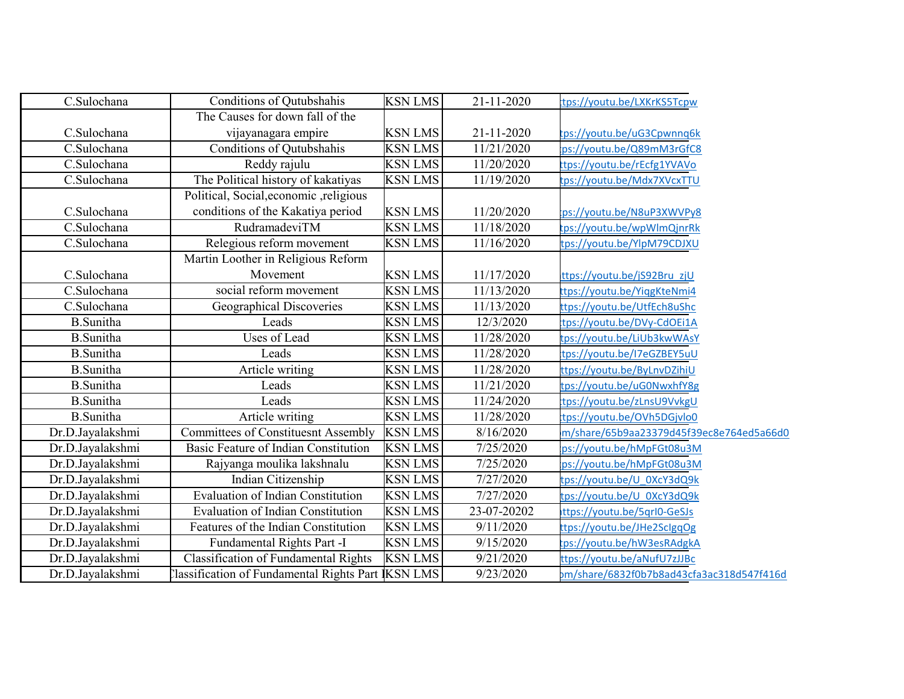| | | | | |
|---|---|---|---|---|
| C.Sulochana | Conditions of Qutubshahis | KSN LMS | 21-11-2020 | tps://youtu.be/LXKrKS5Tcpw |
| C.Sulochana | The Causes for down fall of the vijayanagara empire | KSN LMS | 21-11-2020 | tps://youtu.be/uG3Cpwnnq6k |
| C.Sulochana | Conditions of Qutubshahis | KSN LMS | 11/21/2020 | ps://youtu.be/Q89mM3rGfC8 |
| C.Sulochana | Reddy rajulu | KSN LMS | 11/20/2020 | ttps://youtu.be/rEcfg1YVAVo |
| C.Sulochana | The Political history of kakatiyas | KSN LMS | 11/19/2020 | tps://youtu.be/Mdx7XVcxTTU |
| C.Sulochana | Political, Social,economic ,religious conditions of the Kakatiya period | KSN LMS | 11/20/2020 | ps://youtu.be/N8uP3XWVPy8 |
| C.Sulochana | RudramadeviTM | KSN LMS | 11/18/2020 | tps://youtu.be/wpWlmQjnrRk |
| C.Sulochana | Relegious reform movement | KSN LMS | 11/16/2020 | tps://youtu.be/YlpM79CDJXU |
| C.Sulochana | Martin Loother in Religious Reform Movement | KSN LMS | 11/17/2020 | ttps://youtu.be/jS92Bru_zjU |
| C.Sulochana | social reform movement | KSN LMS | 11/13/2020 | ttps://youtu.be/YiqgKteNmi4 |
| C.Sulochana | Geographical Discoveries | KSN LMS | 11/13/2020 | ttps://youtu.be/UtfEch8uShc |
| B.Sunitha | Leads | KSN LMS | 12/3/2020 | tps://youtu.be/DVy-CdOEi1A |
| B.Sunitha | Uses of Lead | KSN LMS | 11/28/2020 | tps://youtu.be/LiUb3kwWAsY |
| B.Sunitha | Leads | KSN LMS | 11/28/2020 | tps://youtu.be/I7eGZBEY5uU |
| B.Sunitha | Article writing | KSN LMS | 11/28/2020 | ttps://youtu.be/ByLnvDZihiU |
| B.Sunitha | Leads | KSN LMS | 11/21/2020 | tps://youtu.be/uG0NwxhfY8g |
| B.Sunitha | Leads | KSN LMS | 11/24/2020 | tps://youtu.be/zLnsU9VvkgU |
| B.Sunitha | Article writing | KSN LMS | 11/28/2020 | tps://youtu.be/OVh5DGjvlo0 |
| Dr.D.Jayalakshmi | Committees of Constituesnt Assembly | KSN LMS | 8/16/2020 | m/share/65b9aa23379d45f39ec8e764ed5a66d0 |
| Dr.D.Jayalakshmi | Basic Feature of Indian Constitution | KSN LMS | 7/25/2020 | ps://youtu.be/hMpFGt08u3M |
| Dr.D.Jayalakshmi | Rajyanga moulika lakshnalu | KSN LMS | 7/25/2020 | ps://youtu.be/hMpFGt08u3M |
| Dr.D.Jayalakshmi | Indian Citizenship | KSN LMS | 7/27/2020 | tps://youtu.be/U_0XcY3dQ9k |
| Dr.D.Jayalakshmi | Evaluation of Indian Constitution | KSN LMS | 7/27/2020 | tps://youtu.be/U_0XcY3dQ9k |
| Dr.D.Jayalakshmi | Evaluation of Indian Constitution | KSN LMS | 23-07-20202 | ttps://youtu.be/5qrI0-GeSJs |
| Dr.D.Jayalakshmi | Features of the Indian Constitution | KSN LMS | 9/11/2020 | ttps://youtu.be/JHe2ScIgqOg |
| Dr.D.Jayalakshmi | Fundamental Rights Part -I | KSN LMS | 9/15/2020 | tps://youtu.be/hW3esRAdgkA |
| Dr.D.Jayalakshmi | Classification of Fundamental Rights | KSN LMS | 9/21/2020 | ttps://youtu.be/aNufU7zJJBc |
| Dr.D.Jayalakshmi | Classification of Fundamental Rights Part I | KSN LMS | 9/23/2020 | om/share/6832f0b7b8ad43cfa3ac318d547f416d |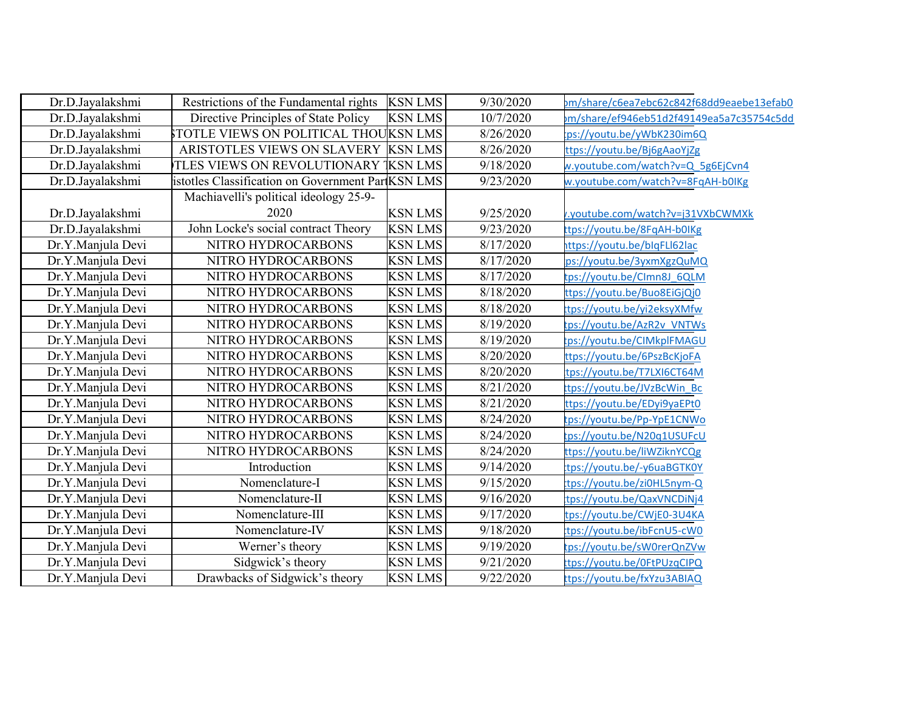| | | | | |
|---|---|---|---|---|
| Dr.D.Jayalakshmi | Restrictions of the Fundamental rights | KSN LMS | 9/30/2020 | om/share/c6ea7ebc62c842f68dd9eaebe13efab0 |
| Dr.D.Jayalakshmi | Directive Principles of State Policy | KSN LMS | 10/7/2020 | om/share/ef946eb51d2f49149ea5a7c35754c5dd |
| Dr.D.Jayalakshmi | STOTLE VIEWS ON POLITICAL THOU | KSN LMS | 8/26/2020 | ps://youtu.be/yWbK230im6Q |
| Dr.D.Jayalakshmi | ARISTOTLES VIEWS ON SLAVERY | KSN LMS | 8/26/2020 | ttps://youtu.be/Bj6gAaoYjZg |
| Dr.D.Jayalakshmi | TLES VIEWS ON REVOLUTIONARY T | KSN LMS | 9/18/2020 | w.youtube.com/watch?v=Q_5g6EjCvn4 |
| Dr.D.Jayalakshmi | istotles Classification on Government Part | KSN LMS | 9/23/2020 | w.youtube.com/watch?v=8FqAH-b0IKg |
| Dr.D.Jayalakshmi | Machiavelli's political ideology 25-9-2020 | KSN LMS | 9/25/2020 | .youtube.com/watch?v=j31VXbCWMXk |
| Dr.D.Jayalakshmi | John Locke's social contract Theory | KSN LMS | 9/23/2020 | ttps://youtu.be/8FqAH-b0IKg |
| Dr.Y.Manjula Devi | NITRO HYDROCARBONS | KSN LMS | 8/17/2020 | https://youtu.be/bIqFLl62lac |
| Dr.Y.Manjula Devi | NITRO HYDROCARBONS | KSN LMS | 8/17/2020 | ps://youtu.be/3yxmXgzQuMQ |
| Dr.Y.Manjula Devi | NITRO HYDROCARBONS | KSN LMS | 8/17/2020 | tps://youtu.be/CImn8J_6QLM |
| Dr.Y.Manjula Devi | NITRO HYDROCARBONS | KSN LMS | 8/18/2020 | ttps://youtu.be/Buo8EiGjQj0 |
| Dr.Y.Manjula Devi | NITRO HYDROCARBONS | KSN LMS | 8/18/2020 | tps://youtu.be/yi2eksyXMfw |
| Dr.Y.Manjula Devi | NITRO HYDROCARBONS | KSN LMS | 8/19/2020 | tps://youtu.be/AzR2v_VNTWs |
| Dr.Y.Manjula Devi | NITRO HYDROCARBONS | KSN LMS | 8/19/2020 | tps://youtu.be/CIMkplFMAGU |
| Dr.Y.Manjula Devi | NITRO HYDROCARBONS | KSN LMS | 8/20/2020 | ttps://youtu.be/6PszBcKjoFA |
| Dr.Y.Manjula Devi | NITRO HYDROCARBONS | KSN LMS | 8/20/2020 | tps://youtu.be/T7LXI6CT64M |
| Dr.Y.Manjula Devi | NITRO HYDROCARBONS | KSN LMS | 8/21/2020 | tps://youtu.be/JVzBcWin_Bc |
| Dr.Y.Manjula Devi | NITRO HYDROCARBONS | KSN LMS | 8/21/2020 | ttps://youtu.be/EDyi9yaEPt0 |
| Dr.Y.Manjula Devi | NITRO HYDROCARBONS | KSN LMS | 8/24/2020 | tps://youtu.be/Pp-YpE1CNWo |
| Dr.Y.Manjula Devi | NITRO HYDROCARBONS | KSN LMS | 8/24/2020 | tps://youtu.be/N20q1USUFcU |
| Dr.Y.Manjula Devi | NITRO HYDROCARBONS | KSN LMS | 8/24/2020 | ttps://youtu.be/liWZiknYCQg |
| Dr.Y.Manjula Devi | Introduction | KSN LMS | 9/14/2020 | tps://youtu.be/-y6uaBGTK0Y |
| Dr.Y.Manjula Devi | Nomenclature-I | KSN LMS | 9/15/2020 | tps://youtu.be/zi0HL5nym-Q |
| Dr.Y.Manjula Devi | Nomenclature-II | KSN LMS | 9/16/2020 | tps://youtu.be/QaxVNCDiNj4 |
| Dr.Y.Manjula Devi | Nomenclature-III | KSN LMS | 9/17/2020 | tps://youtu.be/CWjE0-3U4KA |
| Dr.Y.Manjula Devi | Nomenclature-IV | KSN LMS | 9/18/2020 | tps://youtu.be/ibFcnU5-cW0 |
| Dr.Y.Manjula Devi | Werner's theory | KSN LMS | 9/19/2020 | tps://youtu.be/sW0rerQnZVw |
| Dr.Y.Manjula Devi | Sidgwick's theory | KSN LMS | 9/21/2020 | tps://youtu.be/0FtPUzqCIPQ |
| Dr.Y.Manjula Devi | Drawbacks of Sidgwick's theory | KSN LMS | 9/22/2020 | tps://youtu.be/fxYzu3ABIAQ |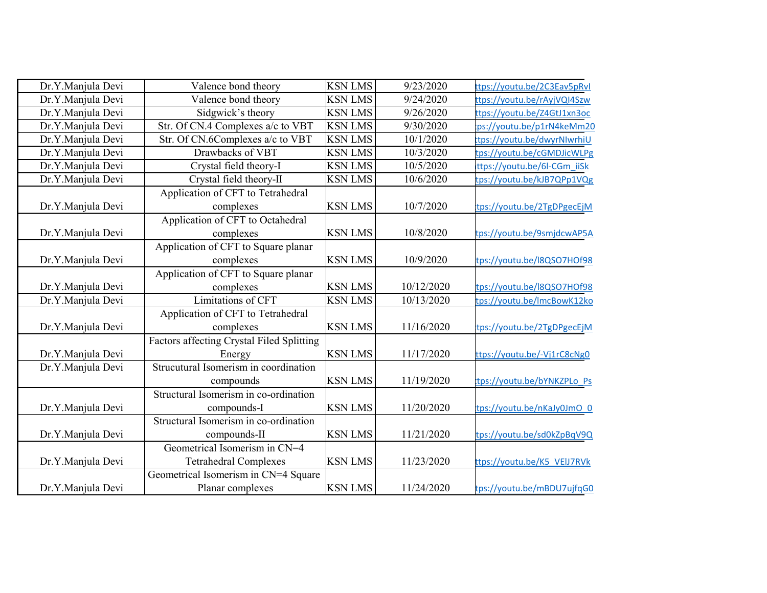| | | | | |
|---|---|---|---|---|
| Dr.Y.Manjula Devi | Valence bond theory | KSN LMS | 9/23/2020 | ttps://youtu.be/2C3Eav5pRvI |
| Dr.Y.Manjula Devi | Valence bond theory | KSN LMS | 9/24/2020 | ttps://youtu.be/rAyjVQI4Szw |
| Dr.Y.Manjula Devi | Sidgwick's theory | KSN LMS | 9/26/2020 | ttps://youtu.be/Z4GtJ1xn3oc |
| Dr.Y.Manjula Devi | Str. Of CN.4 Complexes a/c to VBT | KSN LMS | 9/30/2020 | :ps://youtu.be/p1rN4keMm20 |
| Dr.Y.Manjula Devi | Str. Of CN.6Complexes a/c to VBT | KSN LMS | 10/1/2020 | ttps://youtu.be/dwyrNIwrhiU |
| Dr.Y.Manjula Devi | Drawbacks of VBT | KSN LMS | 10/3/2020 | tps://youtu.be/cGMDJicWLPg |
| Dr.Y.Manjula Devi | Crystal field theory-I | KSN LMS | 10/5/2020 | ittps://youtu.be/6l-CGm_iiSk |
| Dr.Y.Manjula Devi | Crystal field theory-II | KSN LMS | 10/6/2020 | tps://youtu.be/kJB7QPp1VQg |
| Dr.Y.Manjula Devi | Application of CFT to Tetrahedral complexes | KSN LMS | 10/7/2020 | :tps://youtu.be/2TgDPgecEjM |
| Dr.Y.Manjula Devi | Application of CFT to Octahedral complexes | KSN LMS | 10/8/2020 | tps://youtu.be/9smjdcwAP5A |
| Dr.Y.Manjula Devi | Application of CFT to Square planar complexes | KSN LMS | 10/9/2020 | tps://youtu.be/l8QSO7HOf98 |
| Dr.Y.Manjula Devi | Application of CFT to Square planar complexes | KSN LMS | 10/12/2020 | tps://youtu.be/l8QSO7HOf98 |
| Dr.Y.Manjula Devi | Limitations of CFT | KSN LMS | 10/13/2020 | tps://youtu.be/lmcBowK12ko |
| Dr.Y.Manjula Devi | Application of CFT to Tetrahedral complexes | KSN LMS | 11/16/2020 | :tps://youtu.be/2TgDPgecEjM |
| Dr.Y.Manjula Devi | Factors affecting Crystal Filed Splitting Energy | KSN LMS | 11/17/2020 | ttps://youtu.be/-Vj1rC8cNg0 |
| Dr.Y.Manjula Devi | Strucutural Isomerism in coordination compounds | KSN LMS | 11/19/2020 | :tps://youtu.be/bYNKZPLo_Ps |
| Dr.Y.Manjula Devi | Structural Isomerism in co-ordination compounds-I | KSN LMS | 11/20/2020 | :tps://youtu.be/nKaJy0JmO_0 |
| Dr.Y.Manjula Devi | Structural Isomerism in co-ordination compounds-II | KSN LMS | 11/21/2020 | tps://youtu.be/sd0kZpBqV9Q |
| Dr.Y.Manjula Devi | Geometrical Isomerism in CN=4 Tetrahedral Complexes | KSN LMS | 11/23/2020 | ttps://youtu.be/K5_VElJ7RVk |
| Dr.Y.Manjula Devi | Geometrical Isomerism in CN=4 Square Planar complexes | KSN LMS | 11/24/2020 | tps://youtu.be/mBDU7ujfqG0 |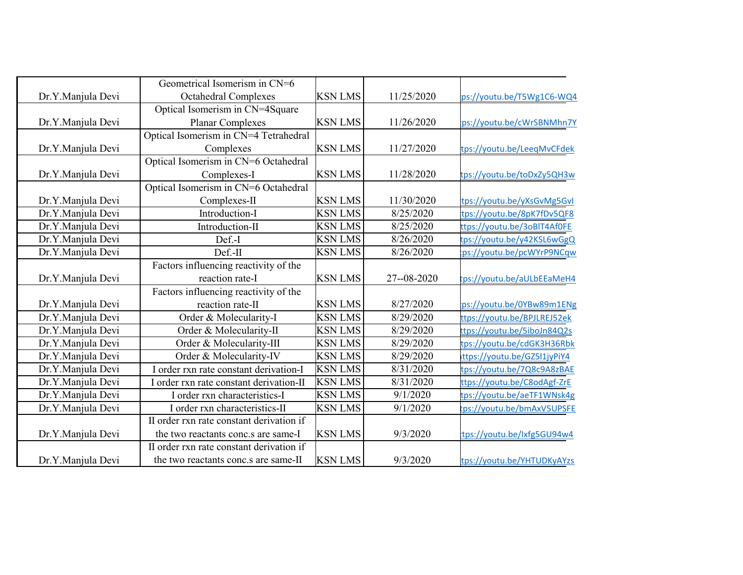| | | | | |
|---|---|---|---|---|
| Dr.Y.Manjula Devi | Geometrical Isomerism in CN=6 Octahedral Complexes | KSN LMS | 11/25/2020 | ps://youtu.be/T5Wg1C6-WQ4 |
| Dr.Y.Manjula Devi | Optical Isomerism in CN=4Square Planar Complexes | KSN LMS | 11/26/2020 | :ps://youtu.be/cWrSBNMhn7Y |
| Dr.Y.Manjula Devi | Optical Isomerism in CN=4 Tetrahedral Complexes | KSN LMS | 11/27/2020 | tps://youtu.be/LeeqMvCFdek |
| Dr.Y.Manjula Devi | Optical Isomerism in CN=6 Octahedral Complexes-I | KSN LMS | 11/28/2020 | tps://youtu.be/toDxZy5QH3w |
| Dr.Y.Manjula Devi | Optical Isomerism in CN=6 Octahedral Complexes-II | KSN LMS | 11/30/2020 | tps://youtu.be/yXsGvMg5GvI |
| Dr.Y.Manjula Devi | Introduction-I | KSN LMS | 8/25/2020 | tps://youtu.be/8pK7fDv5QF8 |
| Dr.Y.Manjula Devi | Introduction-II | KSN LMS | 8/25/2020 | ttps://youtu.be/3oBlT4Af0FE |
| Dr.Y.Manjula Devi | Def.-I | KSN LMS | 8/26/2020 | tps://youtu.be/y42KSL6wGgQ |
| Dr.Y.Manjula Devi | Def.-II | KSN LMS | 8/26/2020 | :ps://youtu.be/pcWYrP9NCqw |
| Dr.Y.Manjula Devi | Factors influencing reactivity of the reaction rate-I | KSN LMS | 27--08-2020 | tps://youtu.be/aULbEEaMeH4 |
| Dr.Y.Manjula Devi | Factors influencing reactivity of the reaction rate-II | KSN LMS | 8/27/2020 | :ps://youtu.be/0YBw89m1ENg |
| Dr.Y.Manjula Devi | Order & Molecularity-I | KSN LMS | 8/29/2020 | ttps://youtu.be/BPJLREJ52ek |
| Dr.Y.Manjula Devi | Order & Molecularity-II | KSN LMS | 8/29/2020 | ttps://youtu.be/5iboJn84Q2s |
| Dr.Y.Manjula Devi | Order & Molecularity-III | KSN LMS | 8/29/2020 | tps://youtu.be/cdGK3H36Rbk |
| Dr.Y.Manjula Devi | Order & Molecularity-IV | KSN LMS | 8/29/2020 | ıttps://youtu.be/GZ5l1jyPiY4 |
| Dr.Y.Manjula Devi | I order rxn rate constant derivation-I | KSN LMS | 8/31/2020 | tps://youtu.be/7Q8c9A8zBAE |
| Dr.Y.Manjula Devi | I order rxn rate constant derivation-II | KSN LMS | 8/31/2020 | ttps://youtu.be/C8odAgf-ZrE |
| Dr.Y.Manjula Devi | I order rxn characteristics-I | KSN LMS | 9/1/2020 | tps://youtu.be/aeTF1WNsk4g |
| Dr.Y.Manjula Devi | I order rxn characteristics-II | KSN LMS | 9/1/2020 | tps://youtu.be/bmAxV5UPSFE |
| Dr.Y.Manjula Devi | II order rxn rate constant derivation if the two reactants conc.s are same-I | KSN LMS | 9/3/2020 | :tps://youtu.be/Ixfg5GU94w4 |
| Dr.Y.Manjula Devi | II order rxn rate constant derivation if the two reactants conc.s are same-II | KSN LMS | 9/3/2020 | tps://youtu.be/YHTUDKyAYzs |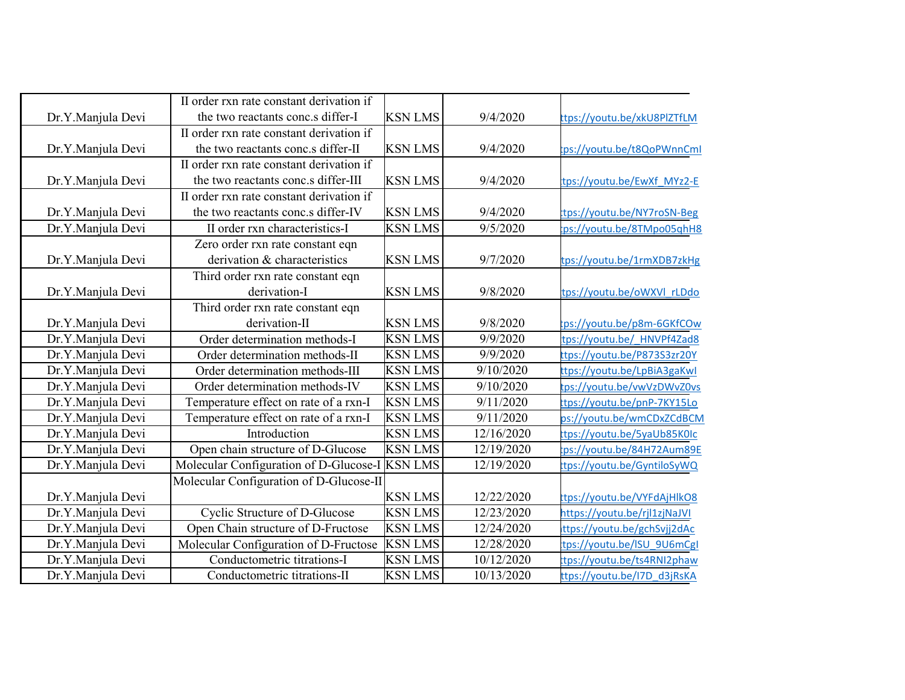| | | | | |
|---|---|---|---|---|
| Dr.Y.Manjula Devi | II order rxn rate constant derivation if the two reactants conc.s differ-I | KSN LMS | 9/4/2020 | tps://youtu.be/xkU8PlZTfLM |
| Dr.Y.Manjula Devi | II order rxn rate constant derivation if the two reactants conc.s differ-II | KSN LMS | 9/4/2020 | tps://youtu.be/t8QoPWnnCmI |
| Dr.Y.Manjula Devi | II order rxn rate constant derivation if the two reactants conc.s differ-III | KSN LMS | 9/4/2020 | tps://youtu.be/EwXf_MYz2-E |
| Dr.Y.Manjula Devi | II order rxn rate constant derivation if the two reactants conc.s differ-IV | KSN LMS | 9/4/2020 | tps://youtu.be/NY7roSN-Beg |
| Dr.Y.Manjula Devi | II order rxn characteristics-I | KSN LMS | 9/5/2020 | tps://youtu.be/8TMpo05qhH8 |
| Dr.Y.Manjula Devi | Zero order rxn rate constant eqn derivation & characteristics | KSN LMS | 9/7/2020 | tps://youtu.be/1rmXDB7zkHg |
| Dr.Y.Manjula Devi | Third order rxn rate constant eqn derivation-I | KSN LMS | 9/8/2020 | tps://youtu.be/oWXVl_rLDdo |
| Dr.Y.Manjula Devi | Third order rxn rate constant eqn derivation-II | KSN LMS | 9/8/2020 | tps://youtu.be/p8m-6GKfCOw |
| Dr.Y.Manjula Devi | Order determination methods-I | KSN LMS | 9/9/2020 | tps://youtu.be/_HNVPf4Zad8 |
| Dr.Y.Manjula Devi | Order determination methods-II | KSN LMS | 9/9/2020 | tps://youtu.be/P873S3zr20Y |
| Dr.Y.Manjula Devi | Order determination methods-III | KSN LMS | 9/10/2020 | tps://youtu.be/LpBiA3gaKwI |
| Dr.Y.Manjula Devi | Order determination methods-IV | KSN LMS | 9/10/2020 | tps://youtu.be/vwVzDWvZ0vs |
| Dr.Y.Manjula Devi | Temperature effect on rate of a rxn-I | KSN LMS | 9/11/2020 | tps://youtu.be/pnP-7KY15Lo |
| Dr.Y.Manjula Devi | Temperature effect on rate of a rxn-I | KSN LMS | 9/11/2020 | ps://youtu.be/wmCDxZCdBCM |
| Dr.Y.Manjula Devi | Introduction | KSN LMS | 12/16/2020 | tps://youtu.be/5yaUb85K0Ic |
| Dr.Y.Manjula Devi | Open chain structure of D-Glucose | KSN LMS | 12/19/2020 | tps://youtu.be/84H72Aum89E |
| Dr.Y.Manjula Devi | Molecular Configuration of D-Glucose-I | KSN LMS | 12/19/2020 | tps://youtu.be/GyntiloSyWQ |
| Dr.Y.Manjula Devi | Molecular Configuration of D-Glucose-II | KSN LMS | 12/22/2020 | tps://youtu.be/VYFdAjHlkO8 |
| Dr.Y.Manjula Devi | Cyclic Structure of D-Glucose | KSN LMS | 12/23/2020 | https://youtu.be/rjl1zjNaJVI |
| Dr.Y.Manjula Devi | Open Chain structure of D-Fructose | KSN LMS | 12/24/2020 | ttps://youtu.be/gchSvjj2dAc |
| Dr.Y.Manjula Devi | Molecular Configuration of D-Fructose | KSN LMS | 12/28/2020 | tps://youtu.be/lSU_9U6mCgI |
| Dr.Y.Manjula Devi | Conductometric titrations-I | KSN LMS | 10/12/2020 | tps://youtu.be/ts4RNI2phaw |
| Dr.Y.Manjula Devi | Conductometric titrations-II | KSN LMS | 10/13/2020 | tps://youtu.be/I7D_d3jRsKA |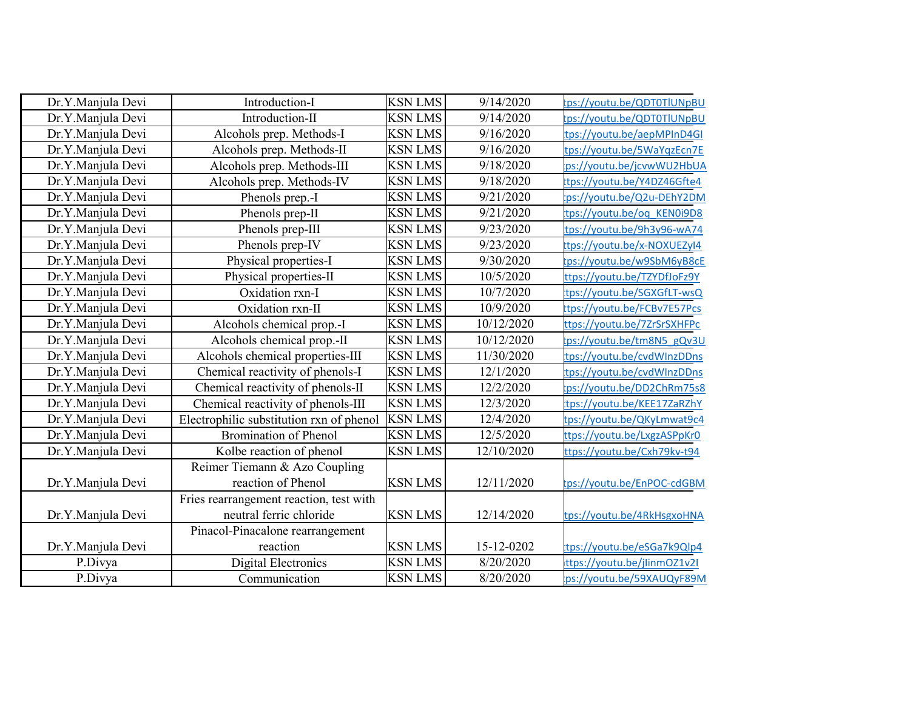| | | | | |
|---|---|---|---|---|
| Dr.Y.Manjula Devi | Introduction-I | KSN LMS | 9/14/2020 | tps://youtu.be/QDT0TlUNpBU |
| Dr.Y.Manjula Devi | Introduction-II | KSN LMS | 9/14/2020 | tps://youtu.be/QDT0TlUNpBU |
| Dr.Y.Manjula Devi | Alcohols prep. Methods-I | KSN LMS | 9/16/2020 | tps://youtu.be/aepMPInD4GI |
| Dr.Y.Manjula Devi | Alcohols prep. Methods-II | KSN LMS | 9/16/2020 | tps://youtu.be/5WaYqzEcn7E |
| Dr.Y.Manjula Devi | Alcohols prep. Methods-III | KSN LMS | 9/18/2020 | ps://youtu.be/jcvwWU2HbUA |
| Dr.Y.Manjula Devi | Alcohols prep. Methods-IV | KSN LMS | 9/18/2020 | tps://youtu.be/Y4DZ46Gfte4 |
| Dr.Y.Manjula Devi | Phenols prep.-I | KSN LMS | 9/21/2020 | ps://youtu.be/Q2u-DEhY2DM |
| Dr.Y.Manjula Devi | Phenols prep-II | KSN LMS | 9/21/2020 | tps://youtu.be/oq_KEN0i9D8 |
| Dr.Y.Manjula Devi | Phenols prep-III | KSN LMS | 9/23/2020 | tps://youtu.be/9h3y96-wA74 |
| Dr.Y.Manjula Devi | Phenols prep-IV | KSN LMS | 9/23/2020 | tps://youtu.be/x-NOXUEZyI4 |
| Dr.Y.Manjula Devi | Physical properties-I | KSN LMS | 9/30/2020 | tps://youtu.be/w9SbM6yB8cE |
| Dr.Y.Manjula Devi | Physical properties-II | KSN LMS | 10/5/2020 | ttps://youtu.be/TZYDfJoFz9Y |
| Dr.Y.Manjula Devi | Oxidation rxn-I | KSN LMS | 10/7/2020 | tps://youtu.be/SGXGfLT-wsQ |
| Dr.Y.Manjula Devi | Oxidation rxn-II | KSN LMS | 10/9/2020 | ttps://youtu.be/FCBv7E57Pcs |
| Dr.Y.Manjula Devi | Alcohols chemical prop.-I | KSN LMS | 10/12/2020 | ttps://youtu.be/7ZrSrSXHFPc |
| Dr.Y.Manjula Devi | Alcohols chemical prop.-II | KSN LMS | 10/12/2020 | tps://youtu.be/tm8N5_gQv3U |
| Dr.Y.Manjula Devi | Alcohols chemical properties-III | KSN LMS | 11/30/2020 | tps://youtu.be/cvdWInzDDns |
| Dr.Y.Manjula Devi | Chemical reactivity of phenols-I | KSN LMS | 12/1/2020 | tps://youtu.be/cvdWInzDDns |
| Dr.Y.Manjula Devi | Chemical reactivity of phenols-II | KSN LMS | 12/2/2020 | ps://youtu.be/DD2ChRm75s8 |
| Dr.Y.Manjula Devi | Chemical reactivity of phenols-III | KSN LMS | 12/3/2020 | tps://youtu.be/KEE17ZaRZhY |
| Dr.Y.Manjula Devi | Electrophilic substitution rxn of phenol | KSN LMS | 12/4/2020 | tps://youtu.be/QKyLmwat9c4 |
| Dr.Y.Manjula Devi | Bromination of Phenol | KSN LMS | 12/5/2020 | ttps://youtu.be/LxgzASPpKr0 |
| Dr.Y.Manjula Devi | Kolbe reaction of phenol | KSN LMS | 12/10/2020 | ttps://youtu.be/Cxh79kv-t94 |
| Dr.Y.Manjula Devi | Reimer Tiemann & Azo Coupling reaction of Phenol | KSN LMS | 12/11/2020 | tps://youtu.be/EnPOC-cdGBM |
| Dr.Y.Manjula Devi | Fries rearrangement reaction, test with neutral ferric chloride | KSN LMS | 12/14/2020 | tps://youtu.be/4RkHsgxoHNA |
| Dr.Y.Manjula Devi | Pinacol-Pinacalone rearrangement reaction | KSN LMS | 15-12-0202 | tps://youtu.be/eSGa7k9Qlp4 |
| P.Divya | Digital Electronics | KSN LMS | 8/20/2020 | ttps://youtu.be/jIinmOZ1v2I |
| P.Divya | Communication | KSN LMS | 8/20/2020 | ps://youtu.be/59XAUQyF89M |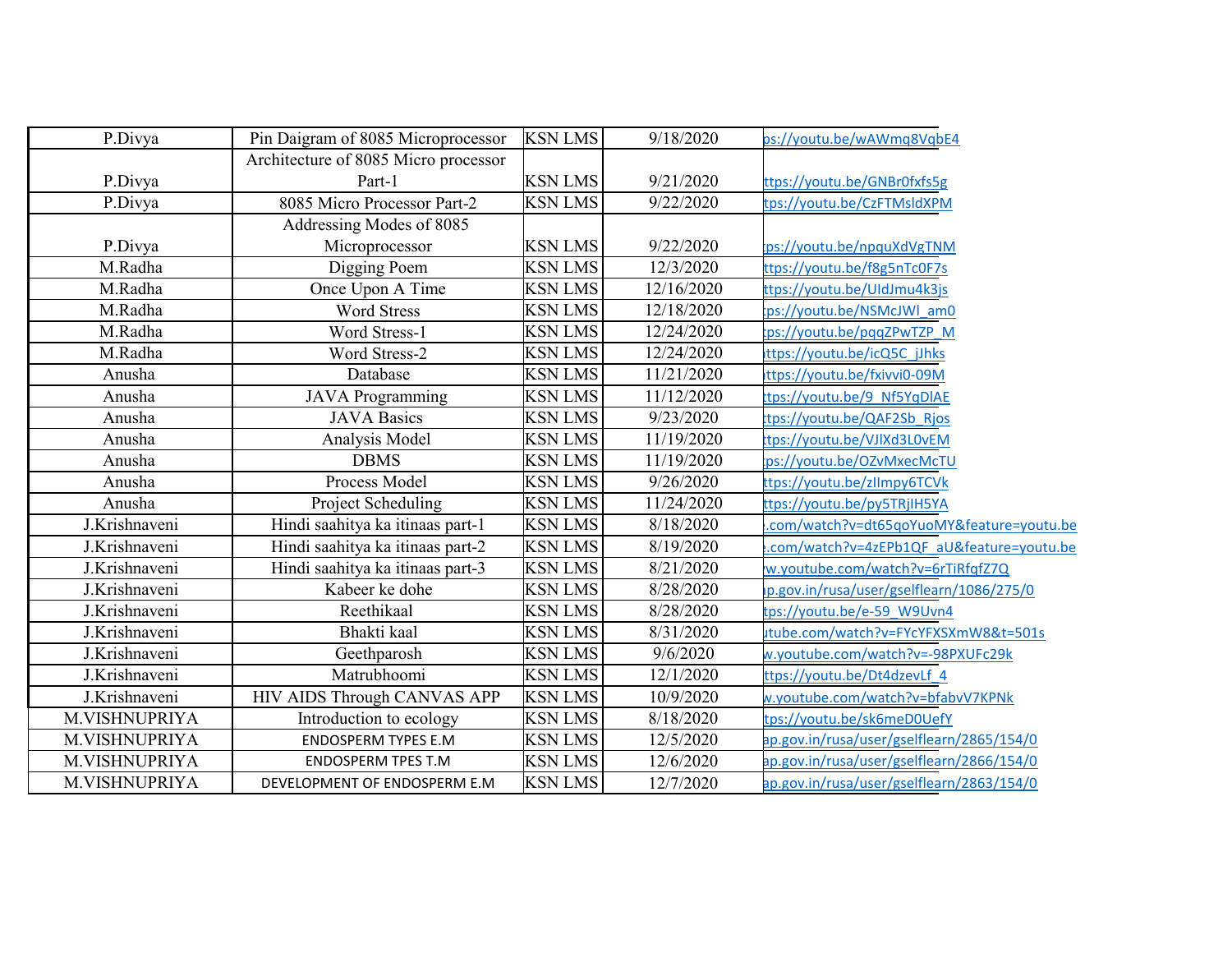| | | | | |
|---|---|---|---|---|
| P.Divya | Pin Daigram of 8085 Microprocessor | KSN LMS | 9/18/2020 | ps://youtu.be/wAWmq8VqbE4 |
| P.Divya | Architecture of 8085 Micro processor Part-1 | KSN LMS | 9/21/2020 | ttps://youtu.be/GNBr0fxfs5g |
| P.Divya | 8085 Micro Processor Part-2 | KSN LMS | 9/22/2020 | tps://youtu.be/CzFTMsldXPM |
| P.Divya | Addressing Modes of 8085 Microprocessor | KSN LMS | 9/22/2020 | :ps://youtu.be/npquXdVgTNM |
| M.Radha | Digging Poem | KSN LMS | 12/3/2020 | ttps://youtu.be/f8g5nTc0F7s |
| M.Radha | Once Upon A Time | KSN LMS | 12/16/2020 | ttps://youtu.be/UIdJmu4k3js |
| M.Radha | Word Stress | KSN LMS | 12/18/2020 | :ps://youtu.be/NSMcJWl_am0 |
| M.Radha | Word Stress-1 | KSN LMS | 12/24/2020 | :ps://youtu.be/pqqZPwTZP_M |
| M.Radha | Word Stress-2 | KSN LMS | 12/24/2020 | ıttps://youtu.be/icQ5C_jJhks |
| Anusha | Database | KSN LMS | 11/21/2020 | ıttps://youtu.be/fxivvi0-09M |
| Anusha | JAVA Programming | KSN LMS | 11/12/2020 | tps://youtu.be/9_Nf5YqDlAE |
| Anusha | JAVA Basics | KSN LMS | 9/23/2020 | tps://youtu.be/QAF2Sb_Rjos |
| Anusha | Analysis Model | KSN LMS | 11/19/2020 | tps://youtu.be/VJlXd3L0vEM |
| Anusha | DBMS | KSN LMS | 11/19/2020 | :ps://youtu.be/OZvMxecMcTU |
| Anusha | Process Model | KSN LMS | 9/26/2020 | ttps://youtu.be/zIlmpy6TCVk |
| Anusha | Project Scheduling | KSN LMS | 11/24/2020 | ttps://youtu.be/py5TRjIH5YA |
| J.Krishnaveni | Hindi saahitya ka itinaas part-1 | KSN LMS | 8/18/2020 | .com/watch?v=dt65qoYuoMY&feature=youtu.be |
| J.Krishnaveni | Hindi saahitya ka itinaas part-2 | KSN LMS | 8/19/2020 | .com/watch?v=4zEPb1QF_aU&feature=youtu.be |
| J.Krishnaveni | Hindi saahitya ka itinaas part-3 | KSN LMS | 8/21/2020 | w.youtube.com/watch?v=6rTiRfqfZ7Q |
| J.Krishnaveni | Kabeer ke dohe | KSN LMS | 8/28/2020 | ıp.gov.in/rusa/user/gselflearn/1086/275/0 |
| J.Krishnaveni | Reethikaal | KSN LMS | 8/28/2020 | tps://youtu.be/e-59_W9Uvn4 |
| J.Krishnaveni | Bhakti kaal | KSN LMS | 8/31/2020 | ıtube.com/watch?v=FYcYFXSXmW8&t=501s |
| J.Krishnaveni | Geethparosh | KSN LMS | 9/6/2020 | w.youtube.com/watch?v=-98PXUFc29k |
| J.Krishnaveni | Matrubhoomi | KSN LMS | 12/1/2020 | ttps://youtu.be/Dt4dzevLf_4 |
| J.Krishnaveni | HIV AIDS Through CANVAS APP | KSN LMS | 10/9/2020 | w.youtube.com/watch?v=bfabvV7KPNk |
| M.VISHNUPRIYA | Introduction to ecology | KSN LMS | 8/18/2020 | tps://youtu.be/sk6meD0UefY |
| M.VISHNUPRIYA | ENDOSPERM TYPES E.M | KSN LMS | 12/5/2020 | ap.gov.in/rusa/user/gselflearn/2865/154/0 |
| M.VISHNUPRIYA | ENDOSPERM TPES T.M | KSN LMS | 12/6/2020 | ap.gov.in/rusa/user/gselflearn/2866/154/0 |
| M.VISHNUPRIYA | DEVELOPMENT OF ENDOSPERM E.M | KSN LMS | 12/7/2020 | ap.gov.in/rusa/user/gselflearn/2863/154/0 |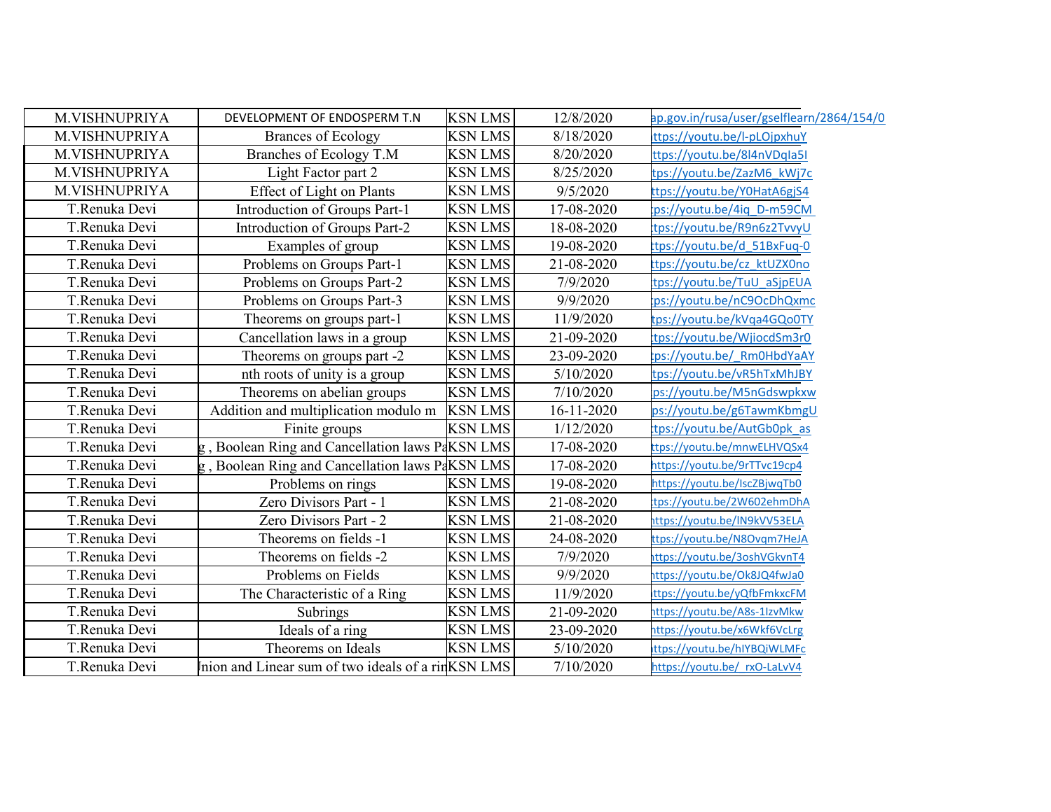| | | | | |
|---|---|---|---|---|
| M.VISHNUPRIYA | DEVELOPMENT OF ENDOSPERM T.N | KSN LMS | 12/8/2020 | ap.gov.in/rusa/user/gselflearn/2864/154/0 |
| M.VISHNUPRIYA | Brances of Ecology | KSN LMS | 8/18/2020 | ttps://youtu.be/l-pLOjpxhuY |
| M.VISHNUPRIYA | Branches of Ecology T.M | KSN LMS | 8/20/2020 | ttps://youtu.be/8l4nVDqIa5I |
| M.VISHNUPRIYA | Light Factor part 2 | KSN LMS | 8/25/2020 | tps://youtu.be/ZazM6_kWj7c |
| M.VISHNUPRIYA | Effect of Light on Plants | KSN LMS | 9/5/2020 | ttps://youtu.be/Y0HatA6gjS4 |
| T.Renuka Devi | Introduction of Groups Part-1 | KSN LMS | 17-08-2020 | ps://youtu.be/4iq_D-m59CM |
| T.Renuka Devi | Introduction of Groups Part-2 | KSN LMS | 18-08-2020 | tps://youtu.be/R9n6z2TvvyU |
| T.Renuka Devi | Examples of group | KSN LMS | 19-08-2020 | ttps://youtu.be/d_51BxFuq-0 |
| T.Renuka Devi | Problems on Groups Part-1 | KSN LMS | 21-08-2020 | ttps://youtu.be/cz_ktUZX0no |
| T.Renuka Devi | Problems on Groups Part-2 | KSN LMS | 7/9/2020 | tps://youtu.be/TuU_aSjpEUA |
| T.Renuka Devi | Problems on Groups Part-3 | KSN LMS | 9/9/2020 | ps://youtu.be/nC9OcDhQxmc |
| T.Renuka Devi | Theorems on groups part-1 | KSN LMS | 11/9/2020 | tps://youtu.be/kVqa4GQo0TY |
| T.Renuka Devi | Cancellation laws in a group | KSN LMS | 21-09-2020 | ttps://youtu.be/WjiocdSm3r0 |
| T.Renuka Devi | Theorems on groups part -2 | KSN LMS | 23-09-2020 | ps://youtu.be/_Rm0HbdYaAY |
| T.Renuka Devi | nth roots of unity is a group | KSN LMS | 5/10/2020 | tps://youtu.be/vR5hTxMhJBY |
| T.Renuka Devi | Theorems on abelian groups | KSN LMS | 7/10/2020 | ps://youtu.be/M5nGdswpkxw |
| T.Renuka Devi | Addition and multiplication modulo m | KSN LMS | 16-11-2020 | ps://youtu.be/g6TawmKbmgU |
| T.Renuka Devi | Finite groups | KSN LMS | 1/12/2020 | tps://youtu.be/AutGb0pk_as |
| T.Renuka Devi | g , Boolean Ring and Cancellation laws Pa | KSN LMS | 17-08-2020 | ttps://youtu.be/mnwELHVQSx4 |
| T.Renuka Devi | g , Boolean Ring and Cancellation laws Pa | KSN LMS | 17-08-2020 | https://youtu.be/9rTTvc19cp4 |
| T.Renuka Devi | Problems on rings | KSN LMS | 19-08-2020 | https://youtu.be/IscZBjwqTb0 |
| T.Renuka Devi | Zero Divisors Part - 1 | KSN LMS | 21-08-2020 | tps://youtu.be/2W602ehmDhA |
| T.Renuka Devi | Zero Divisors Part - 2 | KSN LMS | 21-08-2020 | https://youtu.be/lN9kVV53ELA |
| T.Renuka Devi | Theorems on fields -1 | KSN LMS | 24-08-2020 | ttps://youtu.be/N8Ovqm7HeJA |
| T.Renuka Devi | Theorems on fields -2 | KSN LMS | 7/9/2020 | https://youtu.be/3oshVGkvnT4 |
| T.Renuka Devi | Problems on Fields | KSN LMS | 9/9/2020 | https://youtu.be/Ok8JQ4fwJa0 |
| T.Renuka Devi | The Characteristic of a Ring | KSN LMS | 11/9/2020 | ttps://youtu.be/yQfbFmkxcFM |
| T.Renuka Devi | Subrings | KSN LMS | 21-09-2020 | https://youtu.be/A8s-1IzvMkw |
| T.Renuka Devi | Ideals of a ring | KSN LMS | 23-09-2020 | https://youtu.be/x6Wkf6VcLrg |
| T.Renuka Devi | Theorems on Ideals | KSN LMS | 5/10/2020 | ttps://youtu.be/hIYBQiWLMFc |
| T.Renuka Devi | Jnion and Linear sum of two ideals of a rin | KSN LMS | 7/10/2020 | https://youtu.be/_rxO-LaLvV4 |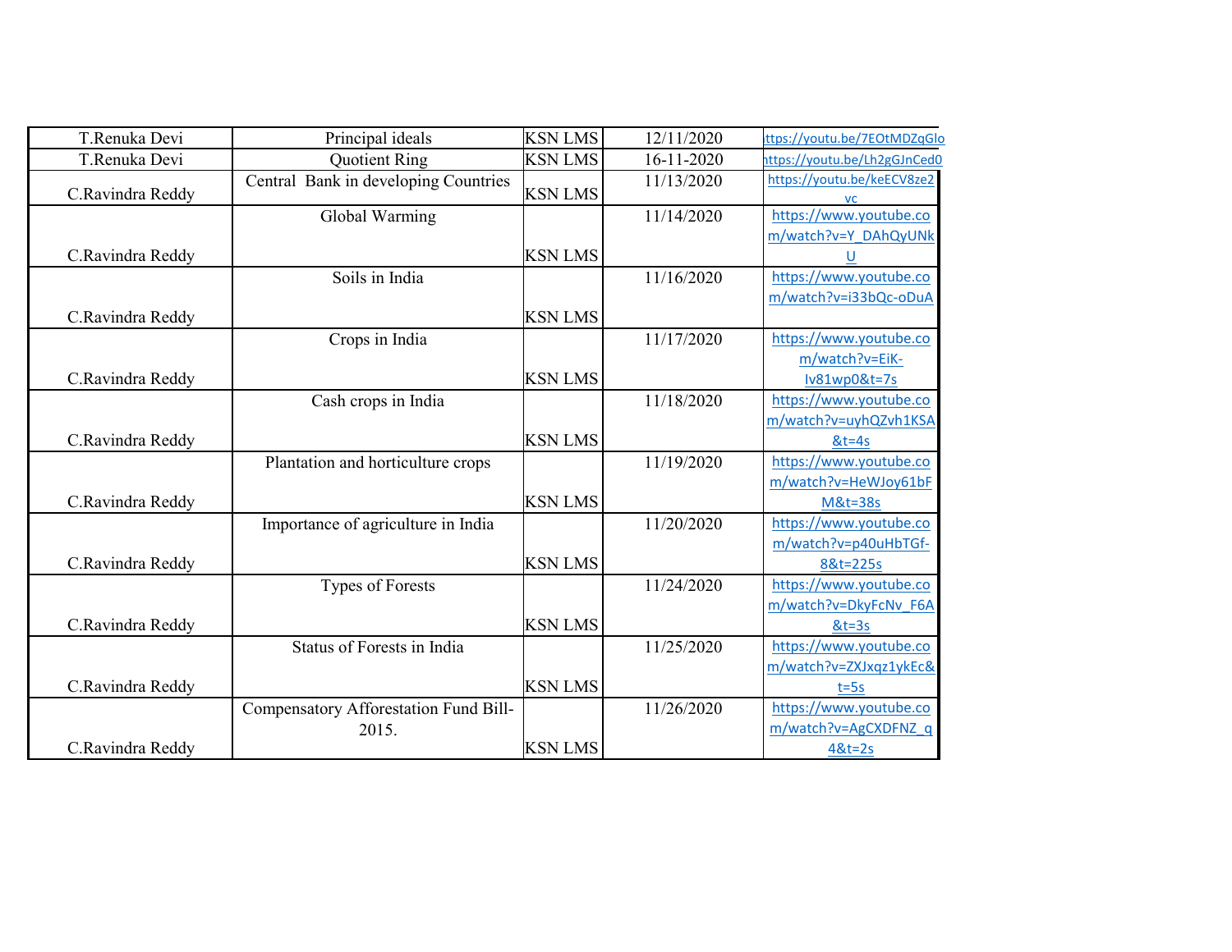| T.Renuka Devi | Principal ideals | KSN LMS | 12/11/2020 | ttps://youtu.be/7EOtMDZqGlo |
|---|---|---|---|---|
| T.Renuka Devi | Quotient Ring | KSN LMS | 16-11-2020 | ttps://youtu.be/Lh2gGJnCed0 |
| C.Ravindra Reddy | Central Bank in developing Countries | KSN LMS | 11/13/2020 | https://youtu.be/keECV8ze2vc |
| C.Ravindra Reddy | Global Warming | KSN LMS | 11/14/2020 | https://www.youtube.com/watch?v=Y_DAhQyUNkU |
| C.Ravindra Reddy | Soils in India | KSN LMS | 11/16/2020 | https://www.youtube.com/watch?v=i33bQc-oDuA |
| C.Ravindra Reddy | Crops in India | KSN LMS | 11/17/2020 | https://www.youtube.com/watch?v=EiK-Iv81wp0&t=7s |
| C.Ravindra Reddy | Cash crops in India | KSN LMS | 11/18/2020 | https://www.youtube.com/watch?v=uyhQZvh1KSA&t=4s |
| C.Ravindra Reddy | Plantation and horticulture crops | KSN LMS | 11/19/2020 | https://www.youtube.com/watch?v=HeWJoy61bFM&t=38s |
| C.Ravindra Reddy | Importance of agriculture in India | KSN LMS | 11/20/2020 | https://www.youtube.com/watch?v=p40uHbTGf-8&t=225s |
| C.Ravindra Reddy | Types of Forests | KSN LMS | 11/24/2020 | https://www.youtube.com/watch?v=DkyFcNv_F6A&t=3s |
| C.Ravindra Reddy | Status of Forests in India | KSN LMS | 11/25/2020 | https://www.youtube.com/watch?v=ZXJxqz1ykEc&t=5s |
| C.Ravindra Reddy | Compensatory Afforestation Fund Bill-2015. | KSN LMS | 11/26/2020 | https://www.youtube.com/watch?v=AgCXDFNZ_q4&t=2s |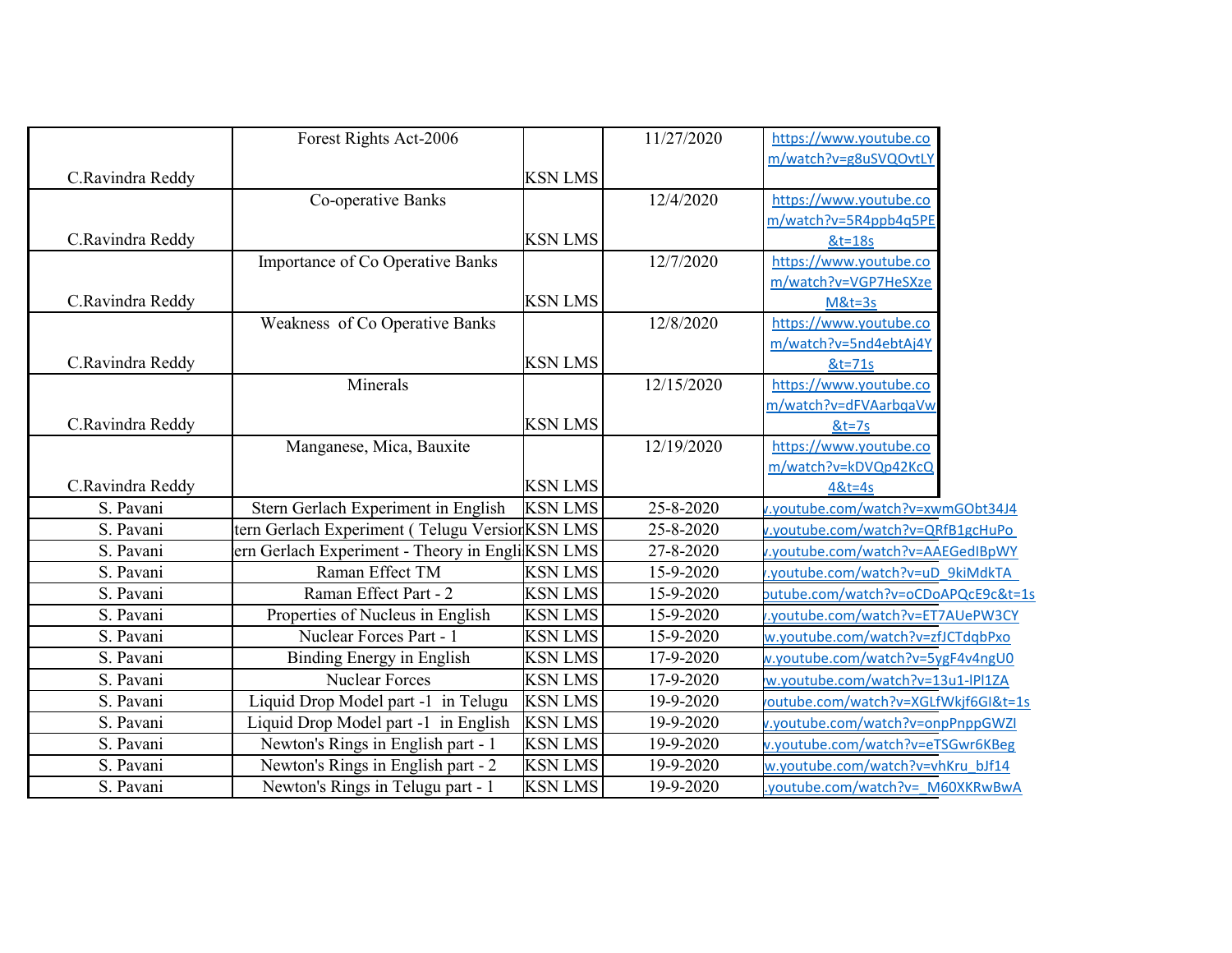| | | | | |
|---|---|---|---|---|
| C.Ravindra Reddy | Forest Rights Act-2006 | KSN LMS | 11/27/2020 | https://www.youtube.com/watch?v=g8uSVQOvtLY |
| C.Ravindra Reddy | Co-operative Banks | KSN LMS | 12/4/2020 | https://www.youtube.com/watch?v=5R4ppb4q5PE&t=18s |
| C.Ravindra Reddy | Importance of Co Operative Banks | KSN LMS | 12/7/2020 | https://www.youtube.com/watch?v=VGP7HeSXzeM&t=3s |
| C.Ravindra Reddy | Weakness of Co Operative Banks | KSN LMS | 12/8/2020 | https://www.youtube.com/watch?v=5nd4ebtAj4Y&t=71s |
| C.Ravindra Reddy | Minerals | KSN LMS | 12/15/2020 | https://www.youtube.com/watch?v=dFVAarbqaVw&t=7s |
| C.Ravindra Reddy | Manganese, Mica, Bauxite | KSN LMS | 12/19/2020 | https://www.youtube.com/watch?v=kDVQp42KcQ4&t=4s |
| S. Pavani | Stern Gerlach Experiment in English | KSN LMS | 25-8-2020 | v.youtube.com/watch?v=xwmGObt34J4 |
| S. Pavani | tern Gerlach Experiment ( Telugu Versior | KSN LMS | 25-8-2020 | v.youtube.com/watch?v=QRfB1gcHuPo |
| S. Pavani | ern Gerlach Experiment - Theory in Engli | KSN LMS | 27-8-2020 | .youtube.com/watch?v=AAEGedIBpWY |
| S. Pavani | Raman Effect TM | KSN LMS | 15-9-2020 | .youtube.com/watch?v=uD_9kiMdkTA |
| S. Pavani | Raman Effect Part - 2 | KSN LMS | 15-9-2020 | outube.com/watch?v=oCDoAPQcE9c&t=1s |
| S. Pavani | Properties of Nucleus in English | KSN LMS | 15-9-2020 | .youtube.com/watch?v=ET7AUePW3CY |
| S. Pavani | Nuclear Forces Part - 1 | KSN LMS | 15-9-2020 | w.youtube.com/watch?v=zfJCTdqbPxo |
| S. Pavani | Binding Energy in English | KSN LMS | 17-9-2020 | w.youtube.com/watch?v=5ygF4v4ngU0 |
| S. Pavani | Nuclear Forces | KSN LMS | 17-9-2020 | w.youtube.com/watch?v=13u1-lPl1ZA |
| S. Pavani | Liquid Drop Model part -1 in Telugu | KSN LMS | 19-9-2020 | outube.com/watch?v=XGLfWkjf6GI&t=1s |
| S. Pavani | Liquid Drop Model part -1 in English | KSN LMS | 19-9-2020 | v.youtube.com/watch?v=onpPnppGWZI |
| S. Pavani | Newton's Rings in English part - 1 | KSN LMS | 19-9-2020 | w.youtube.com/watch?v=eTSGwr6KBeg |
| S. Pavani | Newton's Rings in English part - 2 | KSN LMS | 19-9-2020 | w.youtube.com/watch?v=vhKru_bJf14 |
| S. Pavani | Newton's Rings in Telugu part - 1 | KSN LMS | 19-9-2020 | .youtube.com/watch?v=_M60XKRwBwA |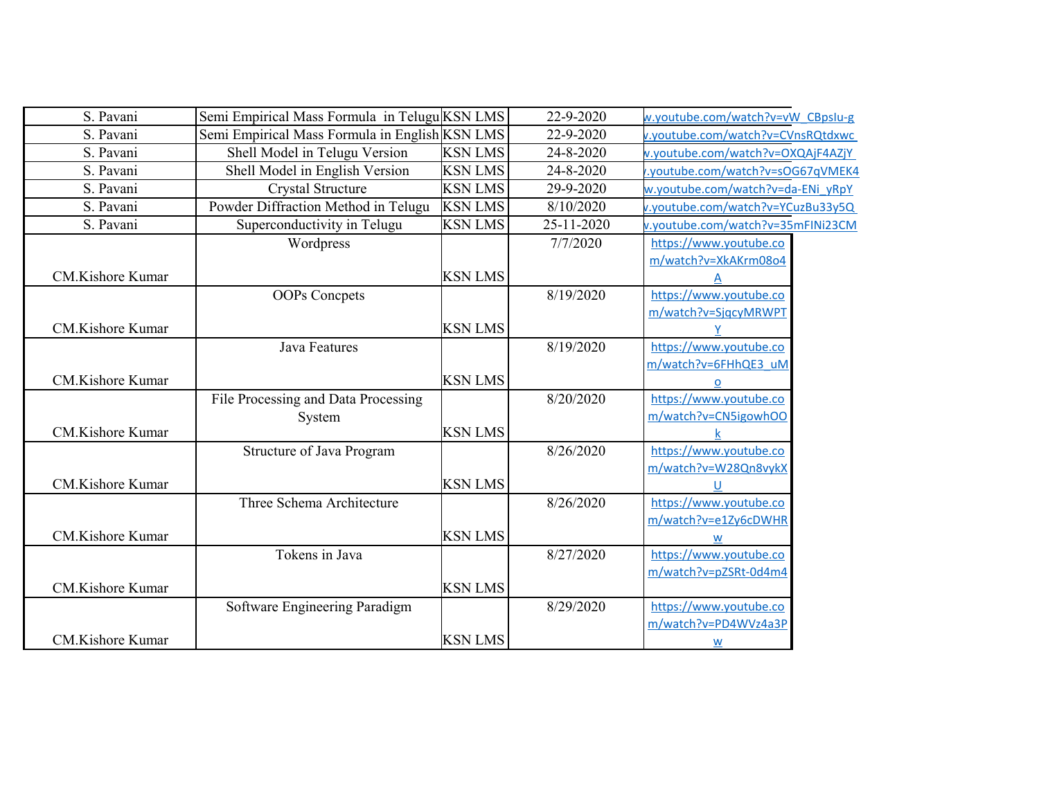| | | | | |
|---|---|---|---|---|
| S. Pavani | Semi Empirical Mass Formula in Telugu | KSN LMS | 22-9-2020 | w.youtube.com/watch?v=vW_CBpsIu-g |
| S. Pavani | Semi Empirical Mass Formula in English | KSN LMS | 22-9-2020 | v.youtube.com/watch?v=CVnsRQtdxwc |
| S. Pavani | Shell Model in Telugu Version | KSN LMS | 24-8-2020 | v.youtube.com/watch?v=OXQAjF4AZjY |
| S. Pavani | Shell Model in English Version | KSN LMS | 24-8-2020 | .youtube.com/watch?v=sOG67qVMEK4 |
| S. Pavani | Crystal Structure | KSN LMS | 29-9-2020 | w.youtube.com/watch?v=da-ENi_yRpY |
| S. Pavani | Powder Diffraction Method in Telugu | KSN LMS | 8/10/2020 | v.youtube.com/watch?v=YCuzBu33y5Q |
| S. Pavani | Superconductivity in Telugu | KSN LMS | 25-11-2020 | v.youtube.com/watch?v=35mFINi23CM |
| CM.Kishore Kumar | Wordpress | KSN LMS | 7/7/2020 | https://www.youtube.com/watch?v=XkAKrm08o4A |
| CM.Kishore Kumar | OOPs Concpets | KSN LMS | 8/19/2020 | https://www.youtube.com/watch?v=SjqcyMRWPTY |
| CM.Kishore Kumar | Java Features | KSN LMS | 8/19/2020 | https://www.youtube.com/watch?v=6FHhQE3_uMo |
| CM.Kishore Kumar | File Processing and Data Processing System | KSN LMS | 8/20/2020 | https://www.youtube.com/watch?v=CN5igowhOOk |
| CM.Kishore Kumar | Structure of Java Program | KSN LMS | 8/26/2020 | https://www.youtube.com/watch?v=W28Qn8vykXU |
| CM.Kishore Kumar | Three Schema Architecture | KSN LMS | 8/26/2020 | https://www.youtube.com/watch?v=e1Zy6cDWHRw |
| CM.Kishore Kumar | Tokens in Java | KSN LMS | 8/27/2020 | https://www.youtube.com/watch?v=pZSRt-0d4m4 |
| CM.Kishore Kumar | Software Engineering Paradigm | KSN LMS | 8/29/2020 | https://www.youtube.com/watch?v=PD4WVz4a3Pw |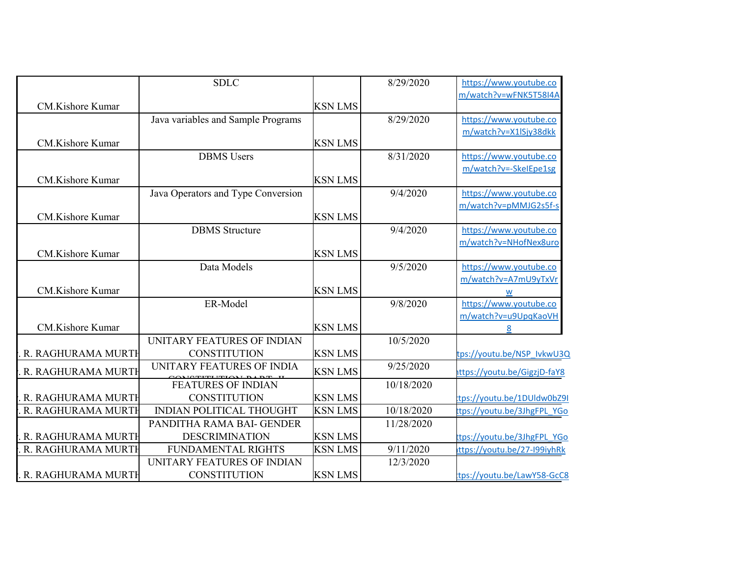| | | | | |
|---|---|---|---|---|
| CM.Kishore Kumar | SDLC | KSN LMS | 8/29/2020 | https://www.youtube.com/watch?v=wFNK5T58I4A |
| CM.Kishore Kumar | Java variables and Sample Programs | KSN LMS | 8/29/2020 | https://www.youtube.com/watch?v=X1lSjy38dkk |
| CM.Kishore Kumar | DBMS Users | KSN LMS | 8/31/2020 | https://www.youtube.com/watch?v=-SkeIEpe1sg |
| CM.Kishore Kumar | Java Operators and Type Conversion | KSN LMS | 9/4/2020 | https://www.youtube.com/watch?v=pMMJG2s5f-s |
| CM.Kishore Kumar | DBMS Structure | KSN LMS | 9/4/2020 | https://www.youtube.com/watch?v=NHofNex8uro |
| CM.Kishore Kumar | Data Models | KSN LMS | 9/5/2020 | https://www.youtube.com/watch?v=A7mU9yTxVrw |
| CM.Kishore Kumar | ER-Model | KSN LMS | 9/8/2020 | https://www.youtube.com/watch?v=u9UpqKaoVH8 |
| . R. RAGHURAMA MURTH | UNITARY FEATURES OF INDIAN CONSTITUTION | KSN LMS | 10/5/2020 | tps://youtu.be/NSP_IvkwU3Q |
| . R. RAGHURAMA MURTH | UNITARY FEATURES OF INDIA CONSTITUTION PART - II | KSN LMS | 9/25/2020 | https://youtu.be/GigzjD-faY8 |
| . R. RAGHURAMA MURTH | FEATURES OF INDIAN CONSTITUTION | KSN LMS | 10/18/2020 | tps://youtu.be/1DUldw0bZ9I |
| . R. RAGHURAMA MURTH | INDIAN POLITICAL THOUGHT | KSN LMS | 10/18/2020 | ttps://youtu.be/3JhgFPL_YGo |
| . R. RAGHURAMA MURTH | PANDITHA RAMA BAI- GENDER DESCRIMINATION | KSN LMS | 11/28/2020 | tps://youtu.be/3JhgFPL_YGo |
| . R. RAGHURAMA MURTH | FUNDAMENTAL RIGHTS | KSN LMS | 9/11/2020 | https://youtu.be/27-I99iyhRk |
| . R. RAGHURAMA MURTH | UNITARY FEATURES OF INDIAN CONSTITUTION | KSN LMS | 12/3/2020 | tps://youtu.be/LawY58-GcC8 |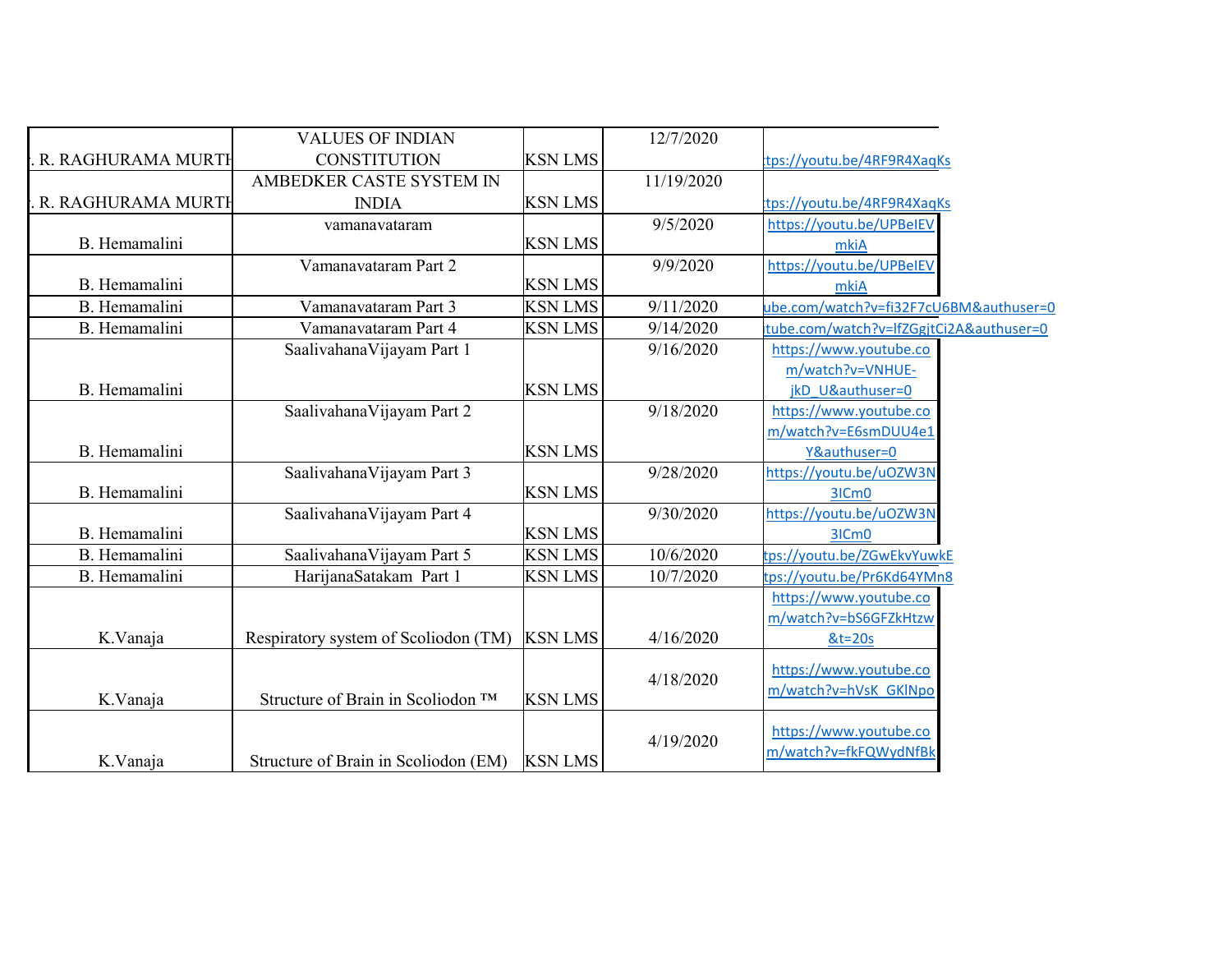| | | | | |
|---|---|---|---|---|
| . R. RAGHURAMA MURTH | VALUES OF INDIAN CONSTITUTION | KSN LMS | 12/7/2020 | tps://youtu.be/4RF9R4XaqKs |
| . R. RAGHURAMA MURTH | AMBEDKER CASTE SYSTEM IN INDIA | KSN LMS | 11/19/2020 | tps://youtu.be/4RF9R4XaqKs |
| B. Hemamalini | vamanavataram | KSN LMS | 9/5/2020 | https://youtu.be/UPBeIEVmkiA |
| B. Hemamalini | Vamanavataram Part 2 | KSN LMS | 9/9/2020 | https://youtu.be/UPBeIEVmkiA |
| B. Hemamalini | Vamanavataram Part 3 | KSN LMS | 9/11/2020 | ube.com/watch?v=fi32F7cU6BM&authuser=0 |
| B. Hemamalini | Vamanavataram Part 4 | KSN LMS | 9/14/2020 | tube.com/watch?v=lfZGgjtCi2A&authuser=0 |
| B. Hemamalini | SaalivahanaVijayam Part 1 | KSN LMS | 9/16/2020 | https://www.youtube.com/watch?v=VNHUE-jkD_U&authuser=0 |
| B. Hemamalini | SaalivahanaVijayam Part 2 | KSN LMS | 9/18/2020 | https://www.youtube.com/watch?v=E6smDUU4e1Y&authuser=0 |
| B. Hemamalini | SaalivahanaVijayam Part 3 | KSN LMS | 9/28/2020 | https://youtu.be/uOZW3N3ICm0 |
| B. Hemamalini | SaalivahanaVijayam Part 4 | KSN LMS | 9/30/2020 | https://youtu.be/uOZW3N3ICm0 |
| B. Hemamalini | SaalivahanaVijayam Part 5 | KSN LMS | 10/6/2020 | tps://youtu.be/ZGwEkvYuwkE |
| B. Hemamalini | HarijanaSatakam Part 1 | KSN LMS | 10/7/2020 | tps://youtu.be/Pr6Kd64YMn8 |
| K.Vanaja | Respiratory system of Scoliodon (TM) | KSN LMS | 4/16/2020 | https://www.youtube.com/watch?v=bS6GFZkHtzw&t=20s |
| K.Vanaja | Structure of Brain in Scoliodon ™ | KSN LMS | 4/18/2020 | https://www.youtube.com/watch?v=hVsK_GKlNpo |
| K.Vanaja | Structure of Brain in Scoliodon (EM) | KSN LMS | 4/19/2020 | https://www.youtube.com/watch?v=fkFQWydNfBk |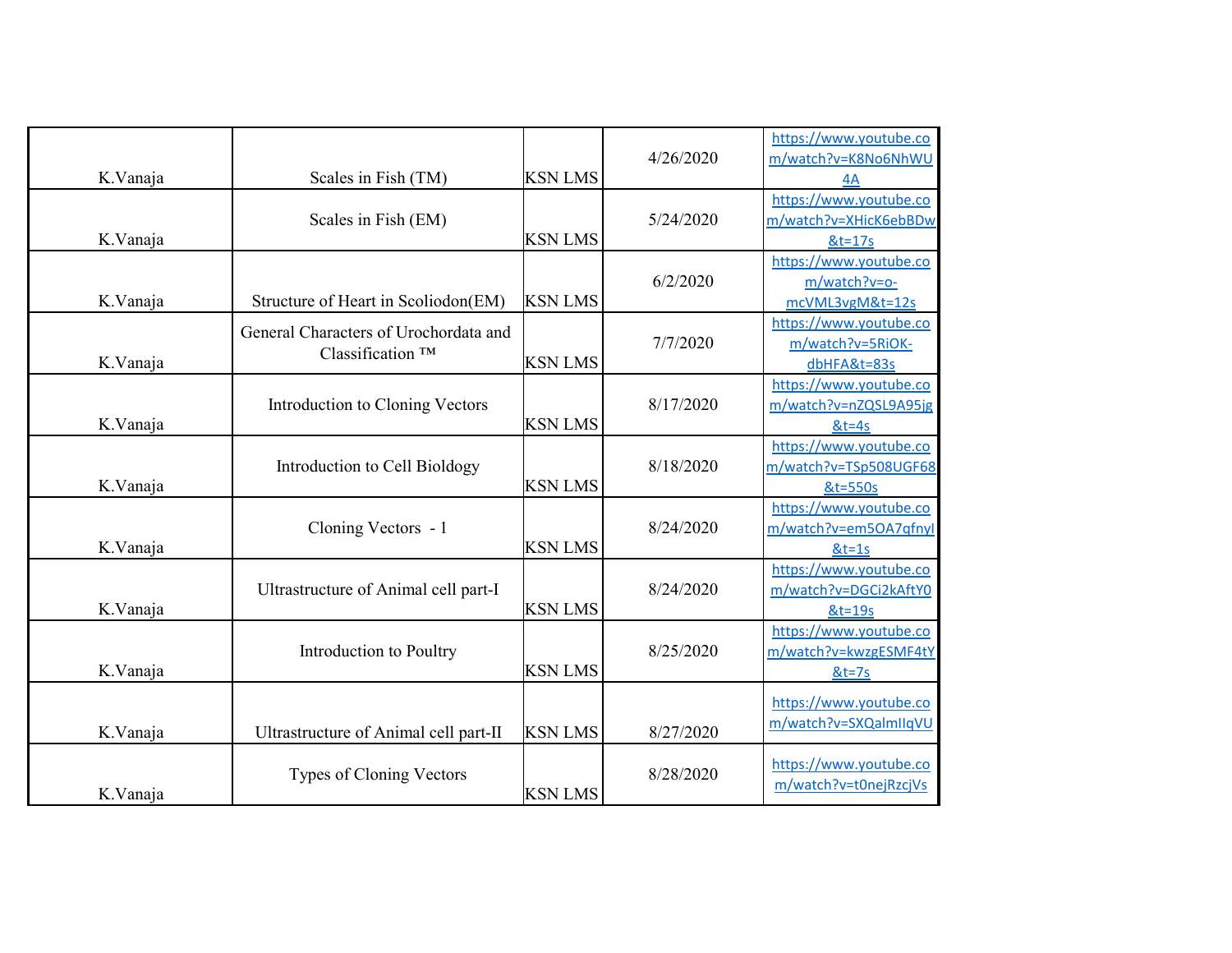| | | | | |
|---|---|---|---|---|
| K.Vanaja | Scales in Fish (TM) | KSN LMS | 4/26/2020 | https://www.youtube.com/watch?v=K8No6NhWU4A |
| K.Vanaja | Scales in Fish (EM) | KSN LMS | 5/24/2020 | https://www.youtube.com/watch?v=XHicK6ebBDw&t=17s |
| K.Vanaja | Structure of Heart in Scoliodon(EM) | KSN LMS | 6/2/2020 | https://www.youtube.com/watch?v=o-mcVML3vgM&t=12s |
| K.Vanaja | General Characters of Urochordata and Classification ™ | KSN LMS | 7/7/2020 | https://www.youtube.com/watch?v=5RiOK-dbHFA&t=83s |
| K.Vanaja | Introduction to Cloning Vectors | KSN LMS | 8/17/2020 | https://www.youtube.com/watch?v=nZQSL9A95jg&t=4s |
| K.Vanaja | Introduction to Cell Bioldogy | KSN LMS | 8/18/2020 | https://www.youtube.com/watch?v=TSp508UGF68&t=550s |
| K.Vanaja | Cloning Vectors - 1 | KSN LMS | 8/24/2020 | https://www.youtube.com/watch?v=em5OA7qfnyI&t=1s |
| K.Vanaja | Ultrastructure of Animal cell part-I | KSN LMS | 8/24/2020 | https://www.youtube.com/watch?v=DGCi2kAftY0&t=19s |
| K.Vanaja | Introduction to Poultry | KSN LMS | 8/25/2020 | https://www.youtube.com/watch?v=kwzgESMF4tY&t=7s |
| K.Vanaja | Ultrastructure of Animal cell part-II | KSN LMS | 8/27/2020 | https://www.youtube.com/watch?v=SXQalmIIqVU |
| K.Vanaja | Types of Cloning Vectors | KSN LMS | 8/28/2020 | https://www.youtube.com/watch?v=t0nejRzcjVs |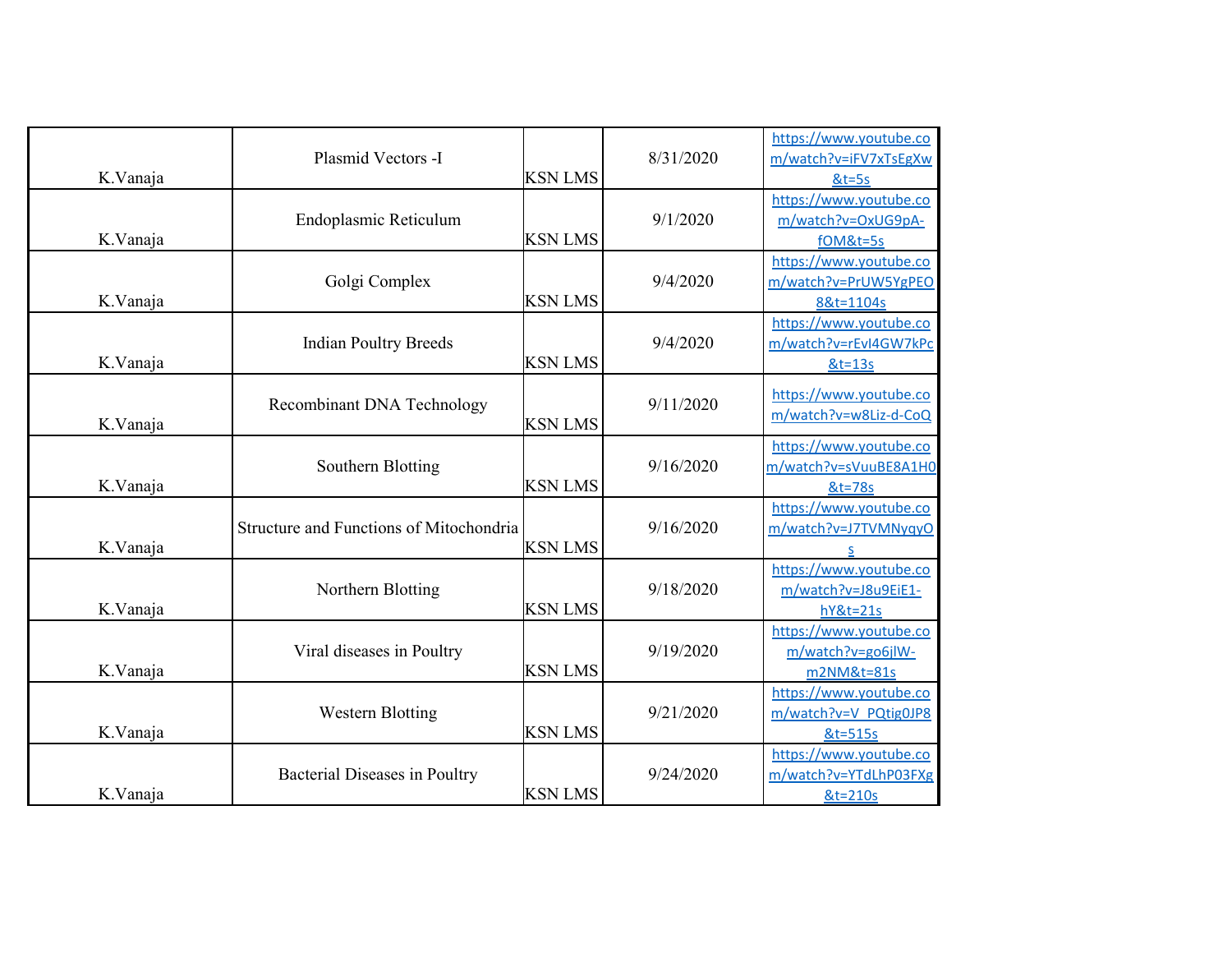| K.Vanaja | Plasmid Vectors -I | KSN LMS | 8/31/2020 | https://www.youtube.com/watch?v=iFV7xTsEgXw&t=5s |
|---|---|---|---|---|
| K.Vanaja | Endoplasmic Reticulum | KSN LMS | 9/1/2020 | https://www.youtube.com/watch?v=OxUG9pA-fOM&t=5s |
| K.Vanaja | Golgi Complex | KSN LMS | 9/4/2020 | https://www.youtube.com/watch?v=PrUW5YgPEO8&t=1104s |
| K.Vanaja | Indian Poultry Breeds | KSN LMS | 9/4/2020 | https://www.youtube.com/watch?v=rEvI4GW7kPc&t=13s |
| K.Vanaja | Recombinant DNA Technology | KSN LMS | 9/11/2020 | https://www.youtube.com/watch?v=w8Liz-d-CoQ |
| K.Vanaja | Southern Blotting | KSN LMS | 9/16/2020 | https://www.youtube.com/watch?v=sVuuBE8A1H0&t=78s |
| K.Vanaja | Structure and Functions of Mitochondria | KSN LMS | 9/16/2020 | https://www.youtube.com/watch?v=J7TVMNyqyOs |
| K.Vanaja | Northern Blotting | KSN LMS | 9/18/2020 | https://www.youtube.com/watch?v=J8u9EiE1-hY&t=21s |
| K.Vanaja | Viral diseases in Poultry | KSN LMS | 9/19/2020 | https://www.youtube.com/watch?v=go6jlW-m2NM&t=81s |
| K.Vanaja | Western Blotting | KSN LMS | 9/21/2020 | https://www.youtube.com/watch?v=V_PQtig0JP8&t=515s |
| K.Vanaja | Bacterial Diseases in Poultry | KSN LMS | 9/24/2020 | https://www.youtube.com/watch?v=YTdLhP03FXg&t=210s |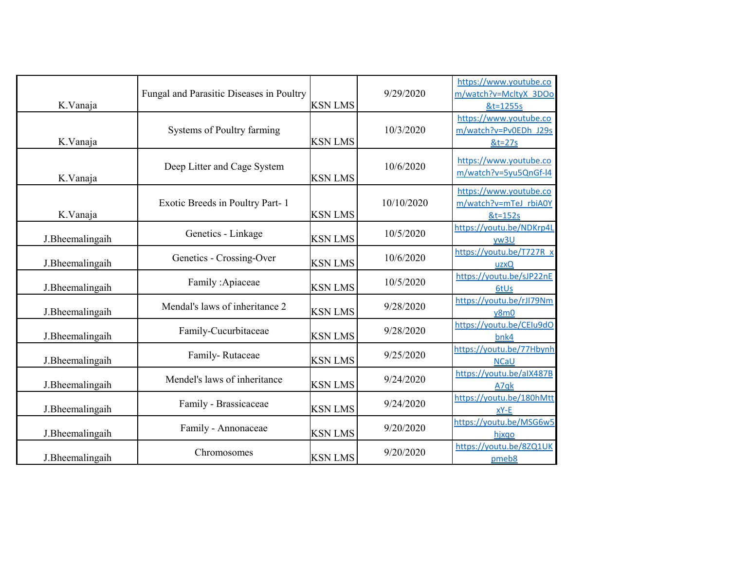| | | | | |
|---|---|---|---|---|
| K.Vanaja | Fungal and Parasitic Diseases in Poultry | KSN LMS | 9/29/2020 | https://www.youtube.com/watch?v=MsltyX_3DOo&t=1255s |
| K.Vanaja | Systems of Poultry farming | KSN LMS | 10/3/2020 | https://www.youtube.com/watch?v=Pv0EDh_J29s&t=27s |
| K.Vanaja | Deep Litter and Cage System | KSN LMS | 10/6/2020 | https://www.youtube.com/watch?v=5yu5QnGf-l4 |
| K.Vanaja | Exotic Breeds in Poultry Part- 1 | KSN LMS | 10/10/2020 | https://www.youtube.com/watch?v=mTeJ_rbiA0Y&t=152s |
| J.Bheemalingaih | Genetics - Linkage | KSN LMS | 10/5/2020 | https://youtu.be/NDKrp4Lyw3U |
| J.Bheemalingaih | Genetics - Crossing-Over | KSN LMS | 10/6/2020 | https://youtu.be/T727R_xuzxQ |
| J.Bheemalingaih | Family :Apiaceae | KSN LMS | 10/5/2020 | https://youtu.be/sJP22nE6tUs |
| J.Bheemalingaih | Mendal's laws of inheritance 2 | KSN LMS | 9/28/2020 | https://youtu.be/rJI79Nmy8m0 |
| J.Bheemalingaih | Family-Cucurbitaceae | KSN LMS | 9/28/2020 | https://youtu.be/CEIu9dObnk4 |
| J.Bheemalingaih | Family- Rutaceae | KSN LMS | 9/25/2020 | https://youtu.be/77HbynhNCaU |
| J.Bheemalingaih | Mendel's laws of inheritance | KSN LMS | 9/24/2020 | https://youtu.be/aIX487BA7qk |
| J.Bheemalingaih | Family - Brassicaceae | KSN LMS | 9/24/2020 | https://youtu.be/180hMttxY-E |
| J.Bheemalingaih | Family - Annonaceae | KSN LMS | 9/20/2020 | https://youtu.be/MSG6w5hjxqo |
| J.Bheemalingaih | Chromosomes | KSN LMS | 9/20/2020 | https://youtu.be/8ZQ1UKpmeb8 |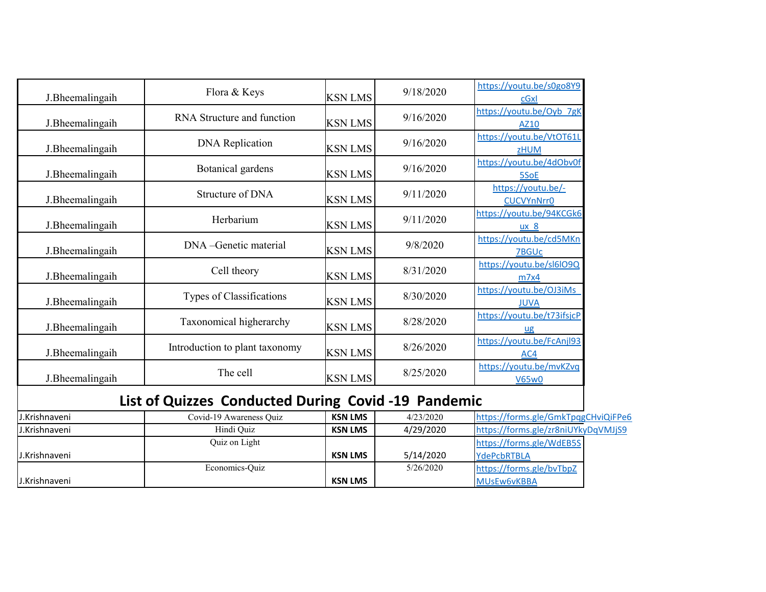| | | | | |
|---|---|---|---|---|
| J.Bheemalingaih | Flora & Keys | KSN LMS | 9/18/2020 | https://youtu.be/s0go8Y9cGxI |
| J.Bheemalingaih | RNA Structure and function | KSN LMS | 9/16/2020 | https://youtu.be/Oyb_7gKAZ10 |
| J.Bheemalingaih | DNA Replication | KSN LMS | 9/16/2020 | https://youtu.be/VtOT61LzHUM |
| J.Bheemalingaih | Botanical gardens | KSN LMS | 9/16/2020 | https://youtu.be/4dObv0f5SoE |
| J.Bheemalingaih | Structure of DNA | KSN LMS | 9/11/2020 | https://youtu.be/-CUCVYnNrr0 |
| J.Bheemalingaih | Herbarium | KSN LMS | 9/11/2020 | https://youtu.be/94KCGk6ux_8 |
| J.Bheemalingaih | DNA –Genetic material | KSN LMS | 9/8/2020 | https://youtu.be/cd5MKn7BGUc |
| J.Bheemalingaih | Cell theory | KSN LMS | 8/31/2020 | https://youtu.be/sl6lO9Qm7x4 |
| J.Bheemalingaih | Types of Classifications | KSN LMS | 8/30/2020 | https://youtu.be/OJ3iMs_JUVA |
| J.Bheemalingaih | Taxonomical higherarchy | KSN LMS | 8/28/2020 | https://youtu.be/t73ifsjcPug |
| J.Bheemalingaih | Introduction to plant taxonomy | KSN LMS | 8/26/2020 | https://youtu.be/FcAnjl93AC4 |
| J.Bheemalingaih | The cell | KSN LMS | 8/25/2020 | https://youtu.be/mvKZvqV65w0 |

## List of Quizzes Conducted During Covid -19 Pandemic

| | | | | |
|---|---|---|---|---|
| J.Krishnaveni | Covid-19 Awareness Quiz | KSN LMS | 4/23/2020 | https://forms.gle/GmkTpqgCHviQiFPe6 |
| J.Krishnaveni | Hindi Quiz | KSN LMS | 4/29/2020 | https://forms.gle/zr8niUYkyDqVMJjS9 |
| J.Krishnaveni | Quiz on Light | KSN LMS | 5/14/2020 | https://forms.gle/WdEB5SYdePcbRTBLA |
| J.Krishnaveni | Economics-Quiz | KSN LMS | 5/26/2020 | https://forms.gle/bvTbpZMUsEw6vKBBA |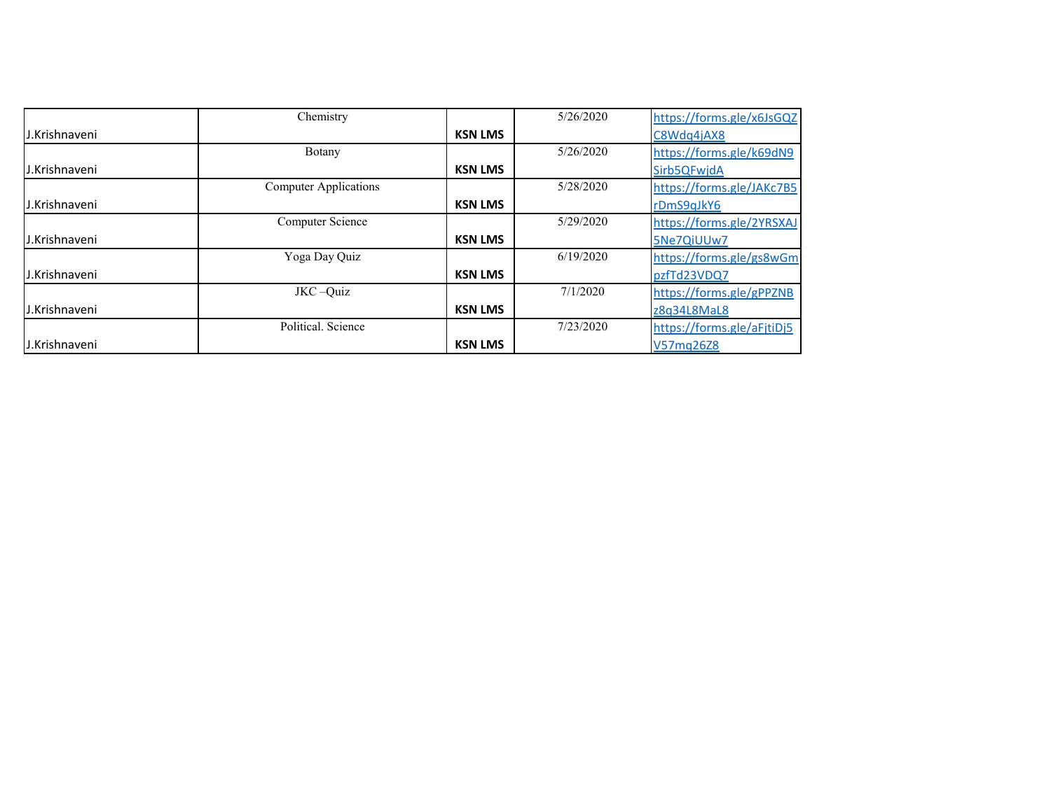| | | | | |
|---|---|---|---|---|
| J.Krishnaveni | Chemistry | KSN LMS | 5/26/2020 | https://forms.gle/x6JsGQZC8Wdq4jAX8 |
| J.Krishnaveni | Botany | KSN LMS | 5/26/2020 | https://forms.gle/k69dN9Sirb5QFwjdA |
| J.Krishnaveni | Computer Applications | KSN LMS | 5/28/2020 | https://forms.gle/JAKc7B5rDmS9qJkY6 |
| J.Krishnaveni | Computer Science | KSN LMS | 5/29/2020 | https://forms.gle/2YRSXAJ5Ne7QiUUw7 |
| J.Krishnaveni | Yoga Day Quiz | KSN LMS | 6/19/2020 | https://forms.gle/gs8wGmpzfTd23VDQ7 |
| J.Krishnaveni | JKC –Quiz | KSN LMS | 7/1/2020 | https://forms.gle/gPPZNBz8q34L8MaL8 |
| J.Krishnaveni | Political. Science | KSN LMS | 7/23/2020 | https://forms.gle/aFjtiDj5V57mq26Z8 |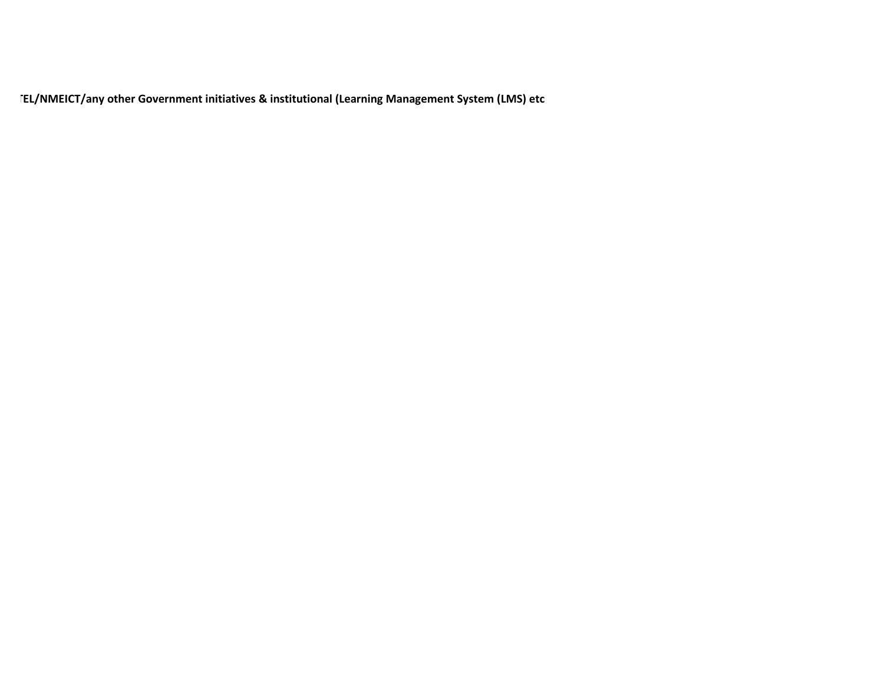**TEL/NMEICT/any other Government initiatives & institutional (Learning Management System (LMS) etc**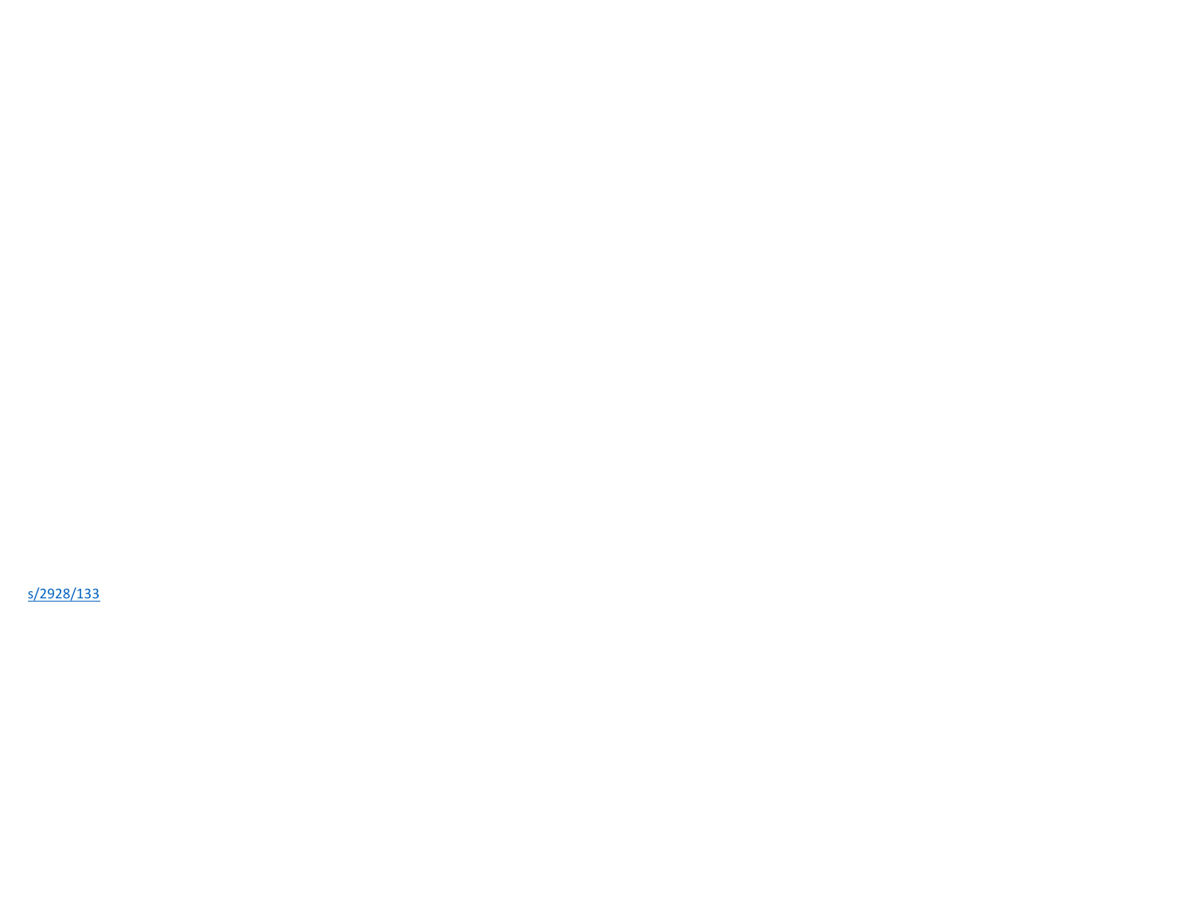s/2928/133